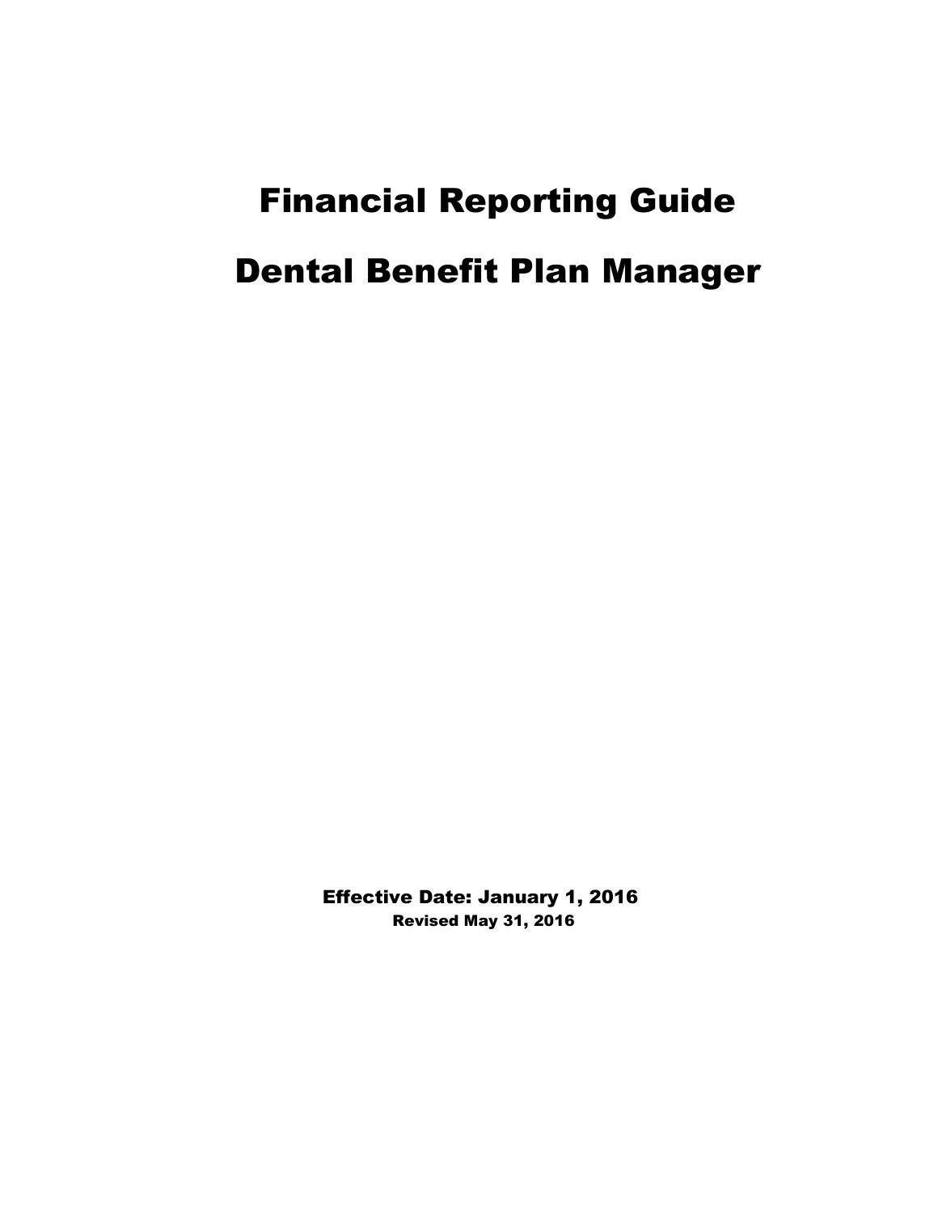# Financial Reporting Guide

# Dental Benefit Plan Manager

**Effective Date: January 1, 2016**

**Revised May 31, 2016**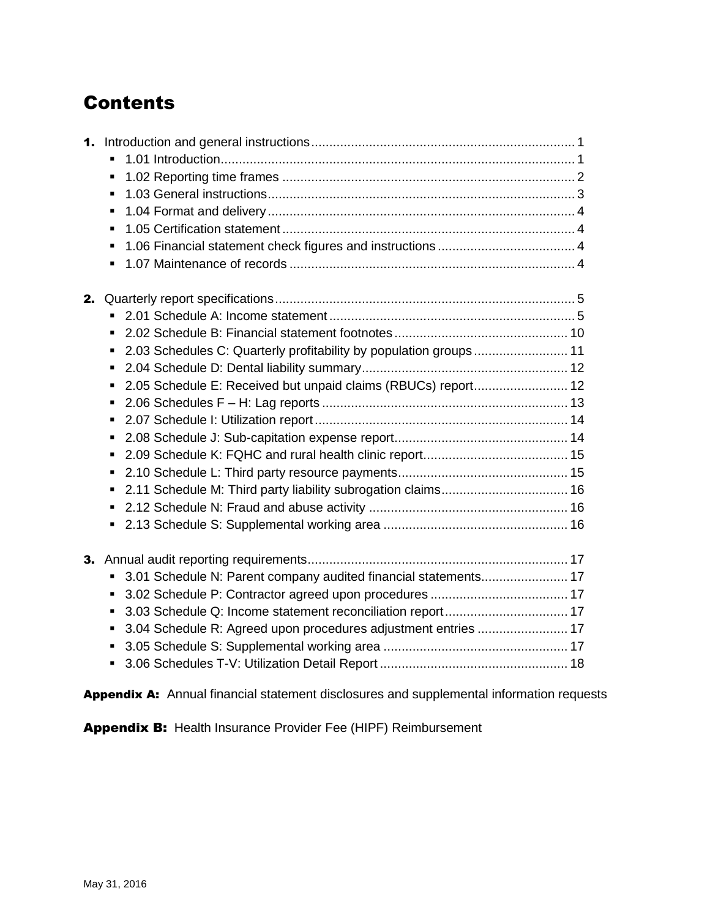# Contents

**1.** Introduction and general instructions ........ 1
- 1.01 Introduction ........ 1
- 1.02 Reporting time frames ........ 2
- 1.03 General instructions ........ 3
- 1.04 Format and delivery ........ 4
- 1.05 Certification statement ........ 4
- 1.06 Financial statement check figures and instructions ........ 4
- 1.07 Maintenance of records ........ 4

**2.** Quarterly report specifications ........ 5
- 2.01 Schedule A: Income statement ........ 5
- 2.02 Schedule B: Financial statement footnotes ........ 10
- 2.03 Schedules C: Quarterly profitability by population groups ........ 11
- 2.04 Schedule D: Dental liability summary ........ 12
- 2.05 Schedule E: Received but unpaid claims (RBUCs) report ........ 12
- 2.06 Schedules F – H: Lag reports ........ 13
- 2.07 Schedule I: Utilization report ........ 14
- 2.08 Schedule J: Sub-capitation expense report ........ 14
- 2.09 Schedule K: FQHC and rural health clinic report ........ 15
- 2.10 Schedule L: Third party resource payments ........ 15
- 2.11 Schedule M: Third party liability subrogation claims ........ 16
- 2.12 Schedule N: Fraud and abuse activity ........ 16
- 2.13 Schedule S: Supplemental working area ........ 16

**3.** Annual audit reporting requirements ........ 17
- 3.01 Schedule N: Parent company audited financial statements ........ 17
- 3.02 Schedule P: Contractor agreed upon procedures ........ 17
- 3.03 Schedule Q: Income statement reconciliation report ........ 17
- 3.04 Schedule R: Agreed upon procedures adjustment entries ........ 17
- 3.05 Schedule S: Supplemental working area ........ 17
- 3.06 Schedules T-V: Utilization Detail Report ........ 18

**Appendix A:** Annual financial statement disclosures and supplemental information requests

**Appendix B:** Health Insurance Provider Fee (HIPF) Reimbursement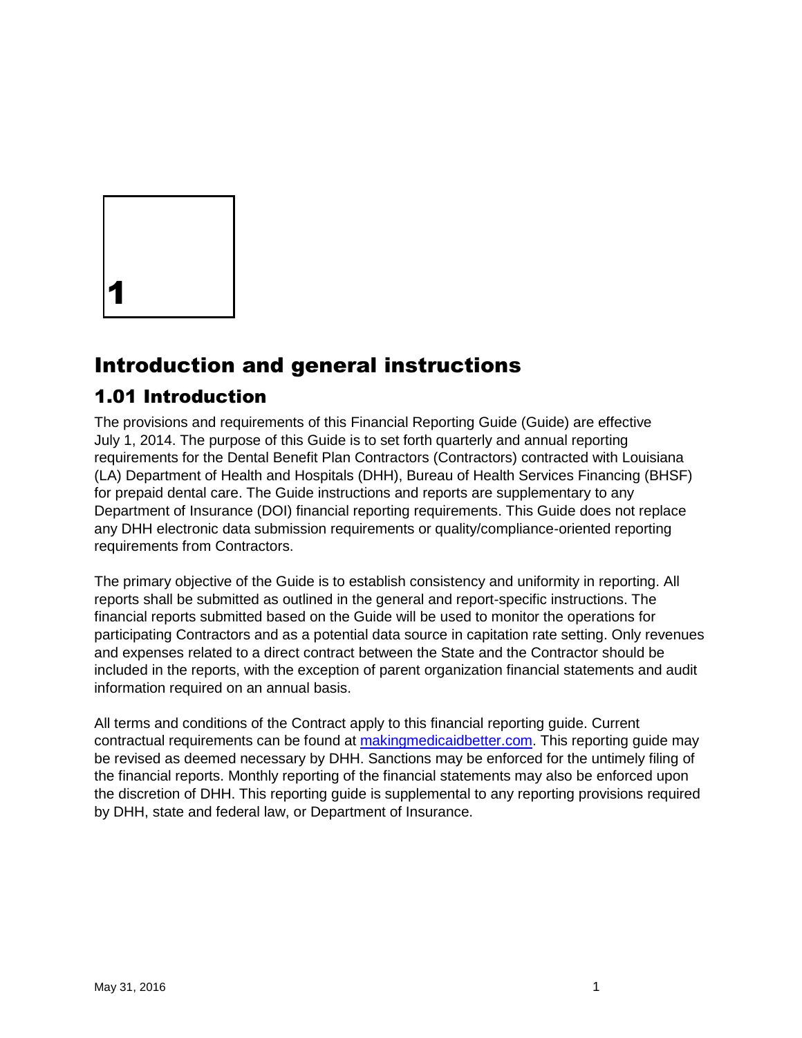# 1

# Introduction and general instructions

## 1.01 Introduction

The provisions and requirements of this Financial Reporting Guide (Guide) are effective July 1, 2014. The purpose of this Guide is to set forth quarterly and annual reporting requirements for the Dental Benefit Plan Contractors (Contractors) contracted with Louisiana (LA) Department of Health and Hospitals (DHH), Bureau of Health Services Financing (BHSF) for prepaid dental care. The Guide instructions and reports are supplementary to any Department of Insurance (DOI) financial reporting requirements. This Guide does not replace any DHH electronic data submission requirements or quality/compliance-oriented reporting requirements from Contractors.

The primary objective of the Guide is to establish consistency and uniformity in reporting. All reports shall be submitted as outlined in the general and report-specific instructions. The financial reports submitted based on the Guide will be used to monitor the operations for participating Contractors and as a potential data source in capitation rate setting. Only revenues and expenses related to a direct contract between the State and the Contractor should be included in the reports, with the exception of parent organization financial statements and audit information required on an annual basis.

All terms and conditions of the Contract apply to this financial reporting guide. Current contractual requirements can be found at [makingmedicaidbetter.com](makingmedicaidbetter.com). This reporting guide may be revised as deemed necessary by DHH. Sanctions may be enforced for the untimely filing of the financial reports. Monthly reporting of the financial statements may also be enforced upon the discretion of DHH. This reporting guide is supplemental to any reporting provisions required by DHH, state and federal law, or Department of Insurance.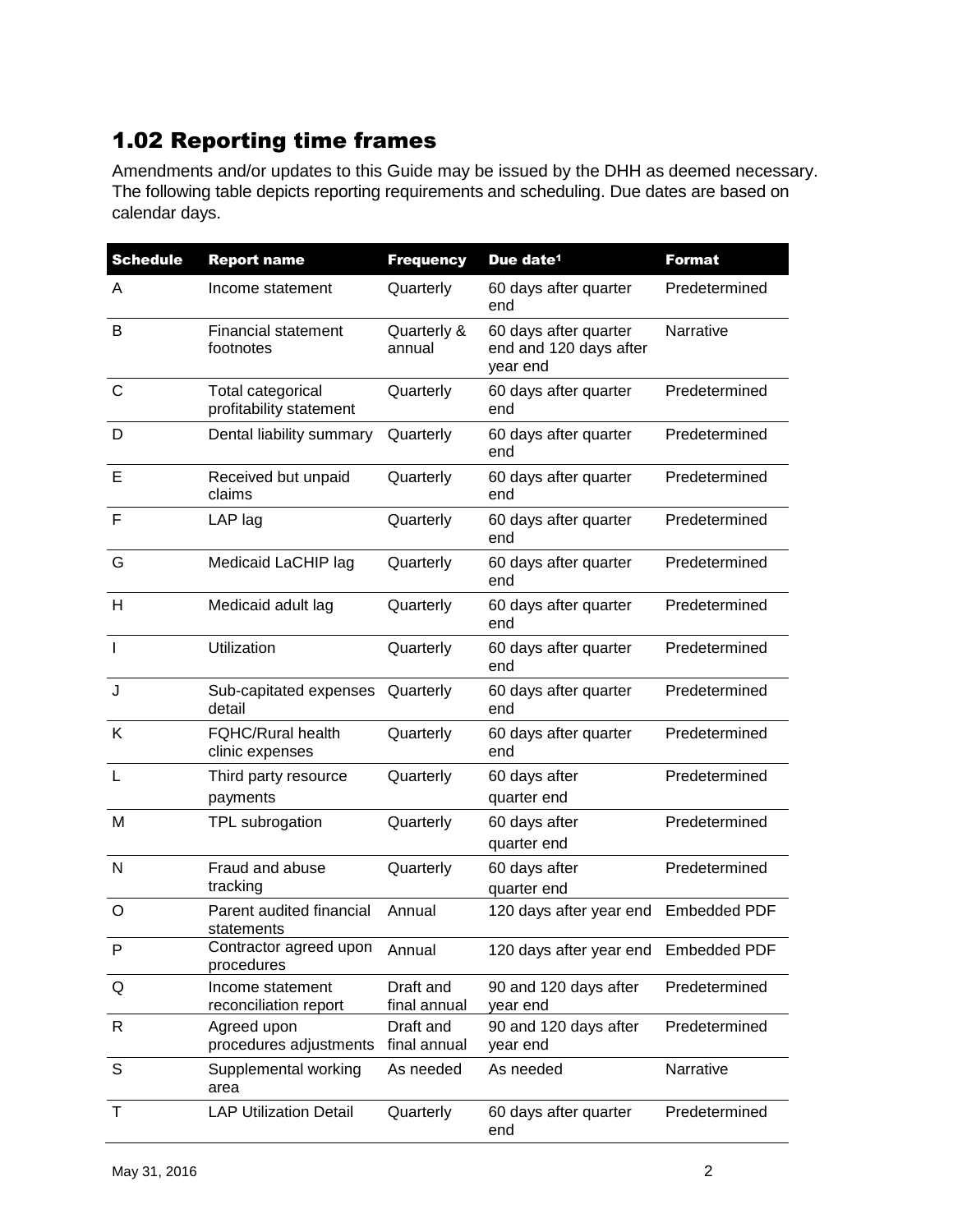## 1.02 Reporting time frames

Amendments and/or updates to this Guide may be issued by the DHH as deemed necessary. The following table depicts reporting requirements and scheduling. Due dates are based on calendar days.

| Schedule | Report name | Frequency | Due date[1] | Format |
|---|---|---|---|---|
| A | Income statement | Quarterly | 60 days after quarter end | Predetermined |
| B | Financial statement footnotes | Quarterly & annual | 60 days after quarter end and 120 days after year end | Narrative |
| C | Total categorical profitability statement | Quarterly | 60 days after quarter end | Predetermined |
| D | Dental liability summary | Quarterly | 60 days after quarter end | Predetermined |
| E | Received but unpaid claims | Quarterly | 60 days after quarter end | Predetermined |
| F | LAP lag | Quarterly | 60 days after quarter end | Predetermined |
| G | Medicaid LaCHIP lag | Quarterly | 60 days after quarter end | Predetermined |
| H | Medicaid adult lag | Quarterly | 60 days after quarter end | Predetermined |
| I | Utilization | Quarterly | 60 days after quarter end | Predetermined |
| J | Sub-capitated expenses detail | Quarterly | 60 days after quarter end | Predetermined |
| K | FQHC/Rural health clinic expenses | Quarterly | 60 days after quarter end | Predetermined |
| L | Third party resource payments | Quarterly | 60 days after quarter end | Predetermined |
| M | TPL subrogation | Quarterly | 60 days after quarter end | Predetermined |
| N | Fraud and abuse tracking | Quarterly | 60 days after quarter end | Predetermined |
| O | Parent audited financial statements | Annual | 120 days after year end | Embedded PDF |
| P | Contractor agreed upon procedures | Annual | 120 days after year end | Embedded PDF |
| Q | Income statement reconciliation report | Draft and final annual | 90 and 120 days after year end | Predetermined |
| R | Agreed upon procedures adjustments | Draft and final annual | 90 and 120 days after year end | Predetermined |
| S | Supplemental working area | As needed | As needed | Narrative |
| T | LAP Utilization Detail | Quarterly | 60 days after quarter end | Predetermined |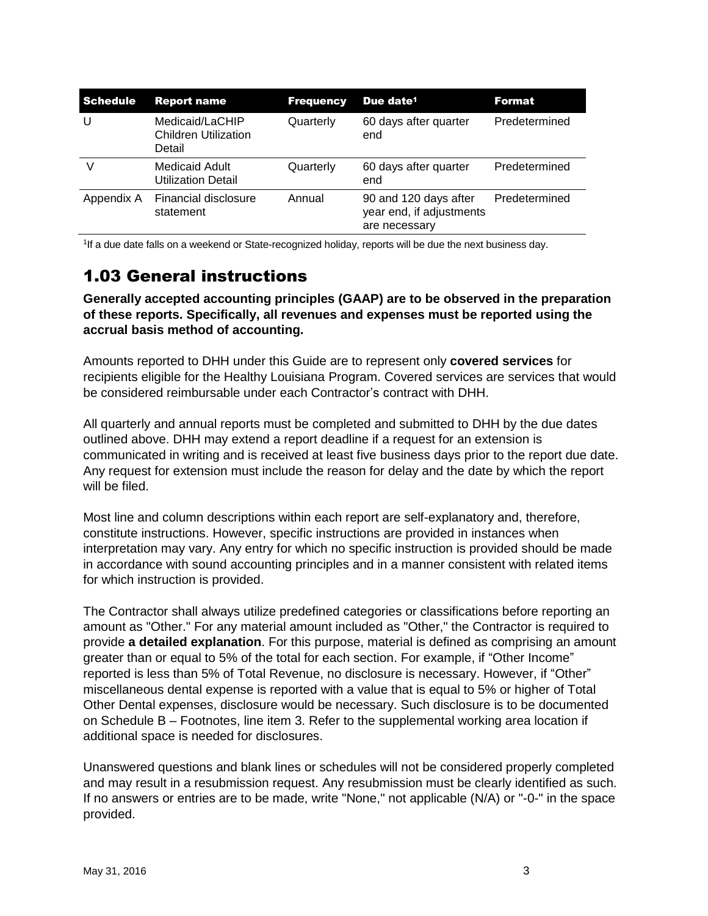| Schedule | Report name | Frequency | Due date[1] | Format |
|---|---|---|---|---|
| U | Medicaid/LaCHIP Children Utilization Detail | Quarterly | 60 days after quarter end | Predetermined |
| V | Medicaid Adult Utilization Detail | Quarterly | 60 days after quarter end | Predetermined |
| Appendix A | Financial disclosure statement | Annual | 90 and 120 days after year end, if adjustments are necessary | Predetermined |

[1]If a due date falls on a weekend or State-recognized holiday, reports will be due the next business day.

## 1.03 General instructions

**Generally accepted accounting principles (GAAP) are to be observed in the preparation of these reports. Specifically, all revenues and expenses must be reported using the accrual basis method of accounting.**

Amounts reported to DHH under this Guide are to represent only **covered services** for recipients eligible for the Healthy Louisiana Program. Covered services are services that would be considered reimbursable under each Contractor's contract with DHH.

All quarterly and annual reports must be completed and submitted to DHH by the due dates outlined above. DHH may extend a report deadline if a request for an extension is communicated in writing and is received at least five business days prior to the report due date. Any request for extension must include the reason for delay and the date by which the report will be filed.

Most line and column descriptions within each report are self-explanatory and, therefore, constitute instructions. However, specific instructions are provided in instances when interpretation may vary. Any entry for which no specific instruction is provided should be made in accordance with sound accounting principles and in a manner consistent with related items for which instruction is provided.

The Contractor shall always utilize predefined categories or classifications before reporting an amount as "Other." For any material amount included as "Other," the Contractor is required to provide **a detailed explanation**. For this purpose, material is defined as comprising an amount greater than or equal to 5% of the total for each section. For example, if "Other Income" reported is less than 5% of Total Revenue, no disclosure is necessary. However, if "Other" miscellaneous dental expense is reported with a value that is equal to 5% or higher of Total Other Dental expenses, disclosure would be necessary. Such disclosure is to be documented on Schedule B – Footnotes, line item 3. Refer to the supplemental working area location if additional space is needed for disclosures.

Unanswered questions and blank lines or schedules will not be considered properly completed and may result in a resubmission request. Any resubmission must be clearly identified as such. If no answers or entries are to be made, write "None," not applicable (N/A) or "-0-" in the space provided.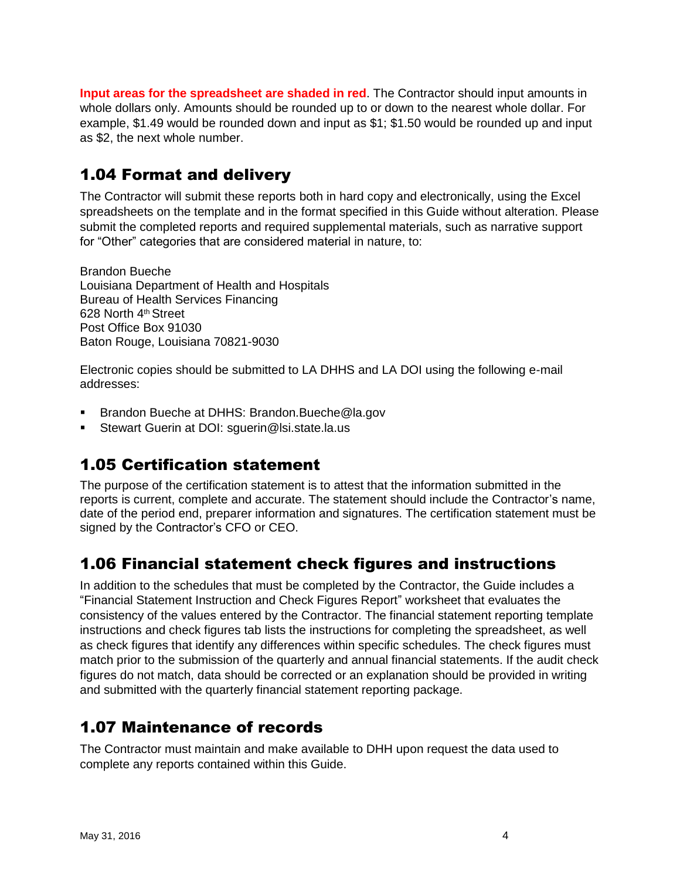**Input areas for the spreadsheet are shaded in red**. The Contractor should input amounts in whole dollars only. Amounts should be rounded up to or down to the nearest whole dollar. For example, $1.49 would be rounded down and input as $1; $1.50 would be rounded up and input as $2, the next whole number.

## 1.04 Format and delivery

The Contractor will submit these reports both in hard copy and electronically, using the Excel spreadsheets on the template and in the format specified in this Guide without alteration. Please submit the completed reports and required supplemental materials, such as narrative support for "Other" categories that are considered material in nature, to:

Brandon Bueche
Louisiana Department of Health and Hospitals
Bureau of Health Services Financing
628 North 4th Street
Post Office Box 91030
Baton Rouge, Louisiana 70821-9030

Electronic copies should be submitted to LA DHHS and LA DOI using the following e-mail addresses:

- Brandon Bueche at DHHS: Brandon.Bueche@la.gov
- Stewart Guerin at DOI: sguerin@lsi.state.la.us

## 1.05 Certification statement

The purpose of the certification statement is to attest that the information submitted in the reports is current, complete and accurate. The statement should include the Contractor's name, date of the period end, preparer information and signatures. The certification statement must be signed by the Contractor's CFO or CEO.

## 1.06 Financial statement check figures and instructions

In addition to the schedules that must be completed by the Contractor, the Guide includes a "Financial Statement Instruction and Check Figures Report" worksheet that evaluates the consistency of the values entered by the Contractor. The financial statement reporting template instructions and check figures tab lists the instructions for completing the spreadsheet, as well as check figures that identify any differences within specific schedules. The check figures must match prior to the submission of the quarterly and annual financial statements. If the audit check figures do not match, data should be corrected or an explanation should be provided in writing and submitted with the quarterly financial statement reporting package.

## 1.07 Maintenance of records

The Contractor must maintain and make available to DHH upon request the data used to complete any reports contained within this Guide.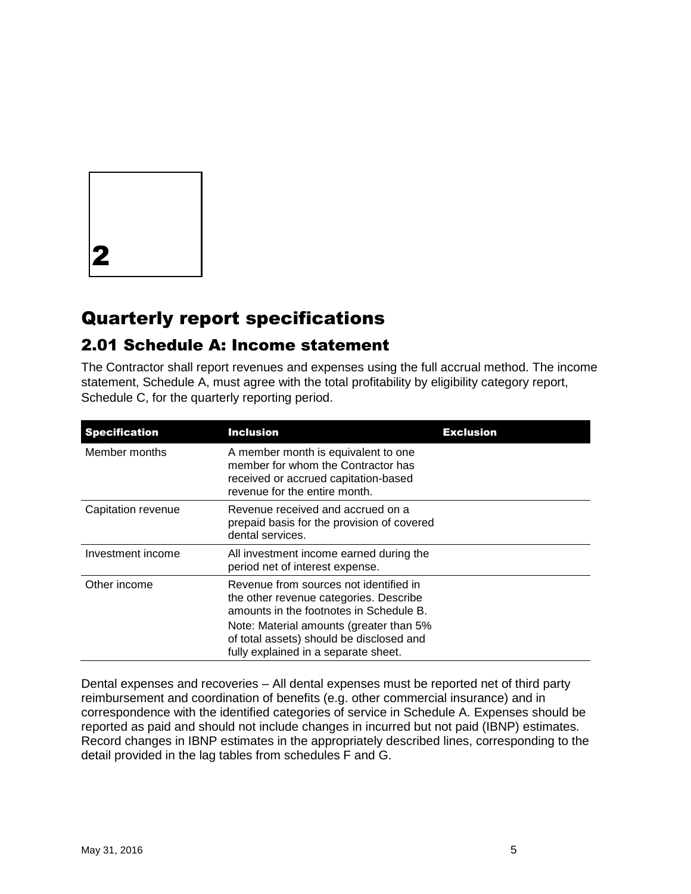# 2

# Quarterly report specifications

## 2.01 Schedule A: Income statement

The Contractor shall report revenues and expenses using the full accrual method. The income statement, Schedule A, must agree with the total profitability by eligibility category report, Schedule C, for the quarterly reporting period.

| Specification | Inclusion | Exclusion |
|---|---|---|
| Member months | A member month is equivalent to one member for whom the Contractor has received or accrued capitation-based revenue for the entire month. | |
| Capitation revenue | Revenue received and accrued on a prepaid basis for the provision of covered dental services. | |
| Investment income | All investment income earned during the period net of interest expense. | |
| Other income | Revenue from sources not identified in the other revenue categories. Describe amounts in the footnotes in Schedule B.<br>Note: Material amounts (greater than 5% of total assets) should be disclosed and fully explained in a separate sheet. | |

Dental expenses and recoveries – All dental expenses must be reported net of third party reimbursement and coordination of benefits (e.g. other commercial insurance) and in correspondence with the identified categories of service in Schedule A. Expenses should be reported as paid and should not include changes in incurred but not paid (IBNP) estimates. Record changes in IBNP estimates in the appropriately described lines, corresponding to the detail provided in the lag tables from schedules F and G.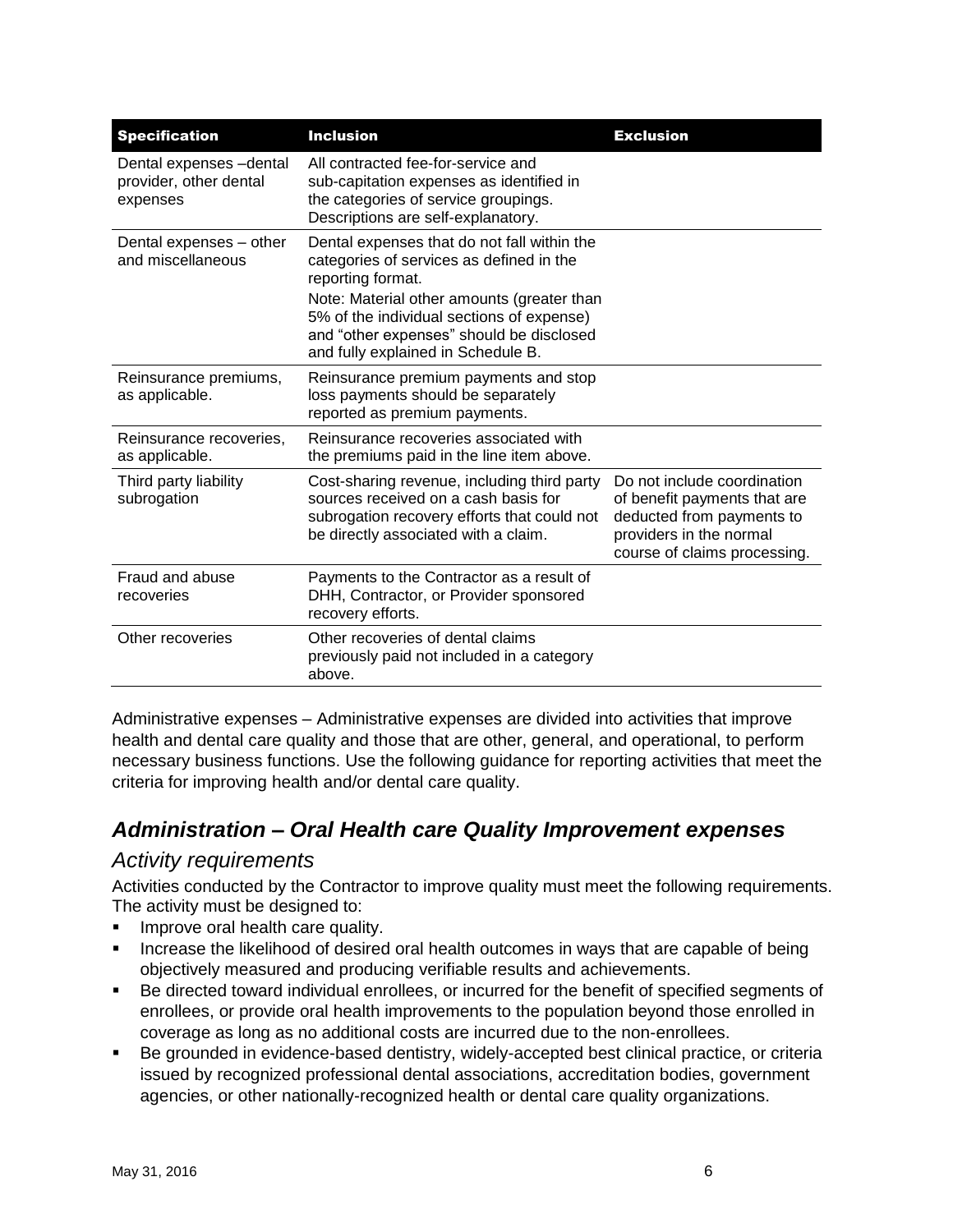| Specification | Inclusion | Exclusion |
|---|---|---|
| Dental expenses –dental provider, other dental expenses | All contracted fee-for-service and sub-capitation expenses as identified in the categories of service groupings. Descriptions are self-explanatory. | |
| Dental expenses – other and miscellaneous | Dental expenses that do not fall within the categories of services as defined in the reporting format.<br>Note: Material other amounts (greater than 5% of the individual sections of expense) and "other expenses" should be disclosed and fully explained in Schedule B. | |
| Reinsurance premiums, as applicable. | Reinsurance premium payments and stop loss payments should be separately reported as premium payments. | |
| Reinsurance recoveries, as applicable. | Reinsurance recoveries associated with the premiums paid in the line item above. | |
| Third party liability subrogation | Cost-sharing revenue, including third party sources received on a cash basis for subrogation recovery efforts that could not be directly associated with a claim. | Do not include coordination of benefit payments that are deducted from payments to providers in the normal course of claims processing. |
| Fraud and abuse recoveries | Payments to the Contractor as a result of DHH, Contractor, or Provider sponsored recovery efforts. | |
| Other recoveries | Other recoveries of dental claims previously paid not included in a category above. | |

Administrative expenses – Administrative expenses are divided into activities that improve health and dental care quality and those that are other, general, and operational, to perform necessary business functions. Use the following guidance for reporting activities that meet the criteria for improving health and/or dental care quality.

## *Administration – Oral Health care Quality Improvement expenses*

### *Activity requirements*

Activities conducted by the Contractor to improve quality must meet the following requirements. The activity must be designed to:

- Improve oral health care quality.
- Increase the likelihood of desired oral health outcomes in ways that are capable of being objectively measured and producing verifiable results and achievements.
- Be directed toward individual enrollees, or incurred for the benefit of specified segments of enrollees, or provide oral health improvements to the population beyond those enrolled in coverage as long as no additional costs are incurred due to the non-enrollees.
- Be grounded in evidence-based dentistry, widely-accepted best clinical practice, or criteria issued by recognized professional dental associations, accreditation bodies, government agencies, or other nationally-recognized health or dental care quality organizations.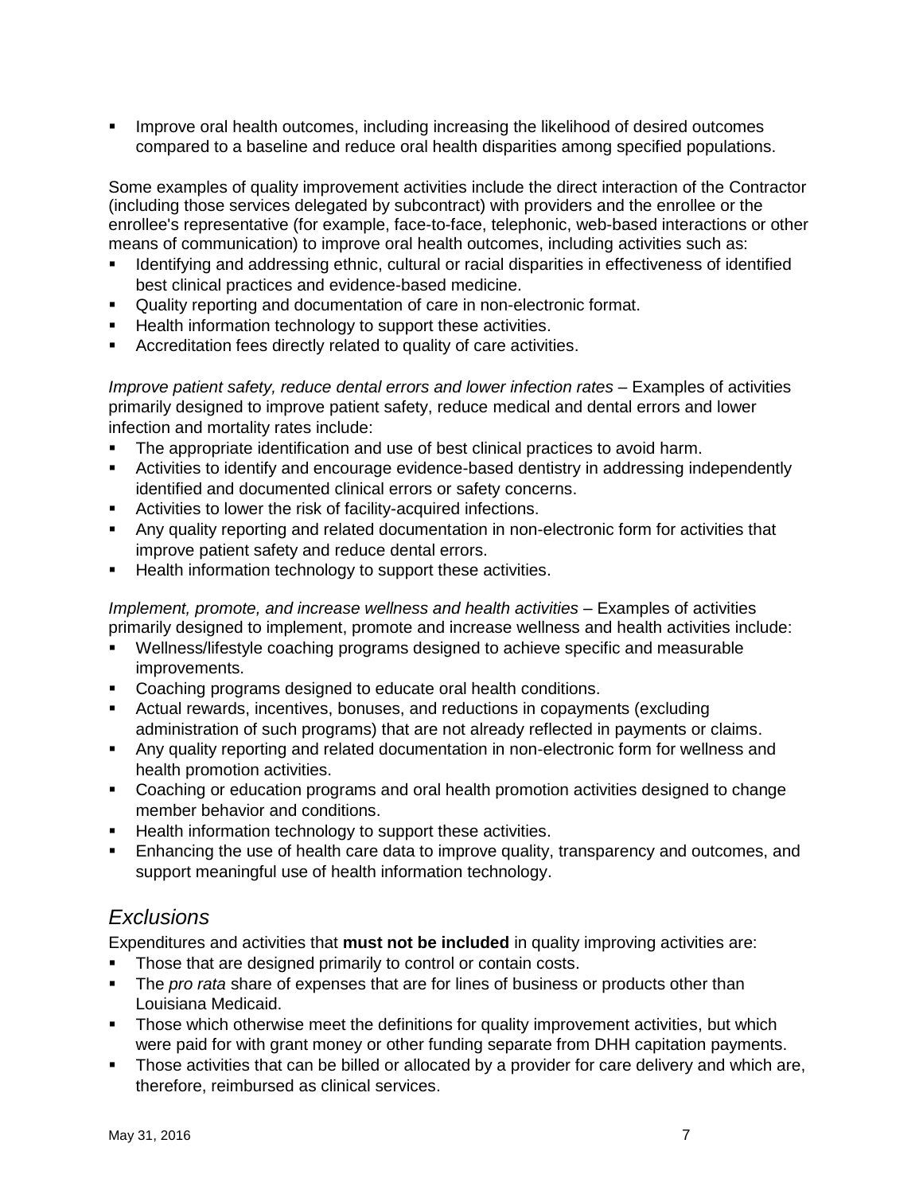- Improve oral health outcomes, including increasing the likelihood of desired outcomes compared to a baseline and reduce oral health disparities among specified populations.

Some examples of quality improvement activities include the direct interaction of the Contractor (including those services delegated by subcontract) with providers and the enrollee or the enrollee's representative (for example, face-to-face, telephonic, web-based interactions or other means of communication) to improve oral health outcomes, including activities such as:

- Identifying and addressing ethnic, cultural or racial disparities in effectiveness of identified best clinical practices and evidence-based medicine.
- Quality reporting and documentation of care in non-electronic format.
- Health information technology to support these activities.
- Accreditation fees directly related to quality of care activities.

*Improve patient safety, reduce dental errors and lower infection rates* – Examples of activities primarily designed to improve patient safety, reduce medical and dental errors and lower infection and mortality rates include:

- The appropriate identification and use of best clinical practices to avoid harm.
- Activities to identify and encourage evidence-based dentistry in addressing independently identified and documented clinical errors or safety concerns.
- Activities to lower the risk of facility-acquired infections.
- Any quality reporting and related documentation in non-electronic form for activities that improve patient safety and reduce dental errors.
- Health information technology to support these activities.

*Implement, promote, and increase wellness and health activities* – Examples of activities primarily designed to implement, promote and increase wellness and health activities include:

- Wellness/lifestyle coaching programs designed to achieve specific and measurable improvements.
- Coaching programs designed to educate oral health conditions.
- Actual rewards, incentives, bonuses, and reductions in copayments (excluding administration of such programs) that are not already reflected in payments or claims.
- Any quality reporting and related documentation in non-electronic form for wellness and health promotion activities.
- Coaching or education programs and oral health promotion activities designed to change member behavior and conditions.
- Health information technology to support these activities.
- Enhancing the use of health care data to improve quality, transparency and outcomes, and support meaningful use of health information technology.

## *Exclusions*

Expenditures and activities that **must not be included** in quality improving activities are:

- Those that are designed primarily to control or contain costs.
- The *pro rata* share of expenses that are for lines of business or products other than Louisiana Medicaid.
- Those which otherwise meet the definitions for quality improvement activities, but which were paid for with grant money or other funding separate from DHH capitation payments.
- Those activities that can be billed or allocated by a provider for care delivery and which are, therefore, reimbursed as clinical services.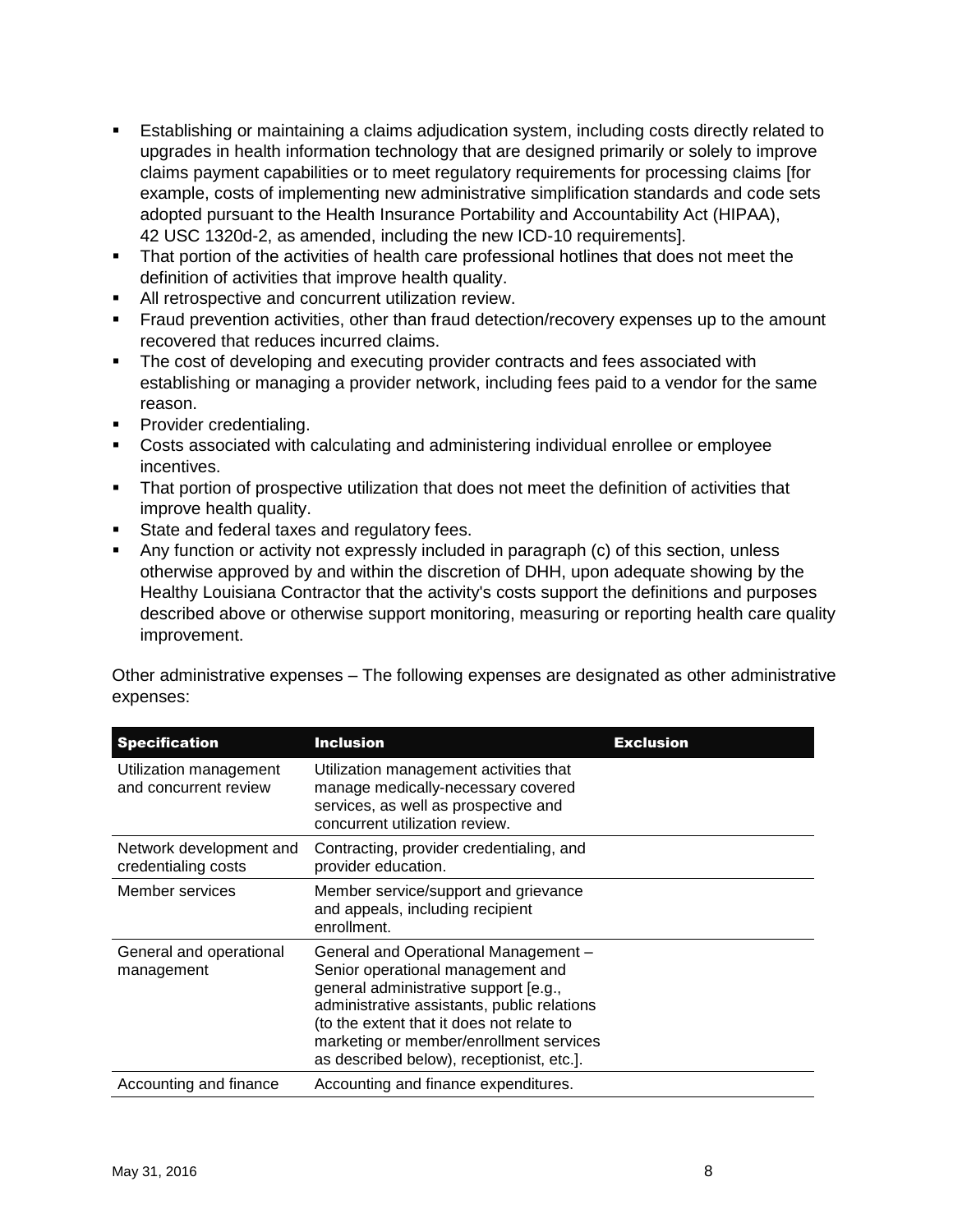- Establishing or maintaining a claims adjudication system, including costs directly related to upgrades in health information technology that are designed primarily or solely to improve claims payment capabilities or to meet regulatory requirements for processing claims [for example, costs of implementing new administrative simplification standards and code sets adopted pursuant to the Health Insurance Portability and Accountability Act (HIPAA), 42 USC 1320d-2, as amended, including the new ICD-10 requirements].
- That portion of the activities of health care professional hotlines that does not meet the definition of activities that improve health quality.
- All retrospective and concurrent utilization review.
- Fraud prevention activities, other than fraud detection/recovery expenses up to the amount recovered that reduces incurred claims.
- The cost of developing and executing provider contracts and fees associated with establishing or managing a provider network, including fees paid to a vendor for the same reason.
- Provider credentialing.
- Costs associated with calculating and administering individual enrollee or employee incentives.
- That portion of prospective utilization that does not meet the definition of activities that improve health quality.
- State and federal taxes and regulatory fees.
- Any function or activity not expressly included in paragraph (c) of this section, unless otherwise approved by and within the discretion of DHH, upon adequate showing by the Healthy Louisiana Contractor that the activity's costs support the definitions and purposes described above or otherwise support monitoring, measuring or reporting health care quality improvement.

Other administrative expenses – The following expenses are designated as other administrative expenses:

| Specification | Inclusion | Exclusion |
|---|---|---|
| Utilization management and concurrent review | Utilization management activities that manage medically-necessary covered services, as well as prospective and concurrent utilization review. | |
| Network development and credentialing costs | Contracting, provider credentialing, and provider education. | |
| Member services | Member service/support and grievance and appeals, including recipient enrollment. | |
| General and operational management | General and Operational Management – Senior operational management and general administrative support [e.g., administrative assistants, public relations (to the extent that it does not relate to marketing or member/enrollment services as described below), receptionist, etc.]. | |
| Accounting and finance | Accounting and finance expenditures. | |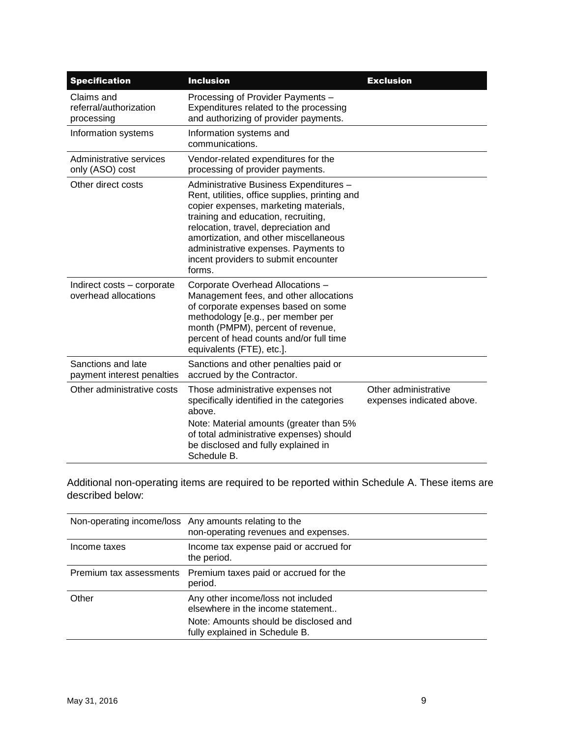| Specification | Inclusion | Exclusion |
|---|---|---|
| Claims and referral/authorization processing | Processing of Provider Payments – Expenditures related to the processing and authorizing of provider payments. | |
| Information systems | Information systems and communications. | |
| Administrative services only (ASO) cost | Vendor-related expenditures for the processing of provider payments. | |
| Other direct costs | Administrative Business Expenditures – Rent, utilities, office supplies, printing and copier expenses, marketing materials, training and education, recruiting, relocation, travel, depreciation and amortization, and other miscellaneous administrative expenses. Payments to incent providers to submit encounter forms. | |
| Indirect costs – corporate overhead allocations | Corporate Overhead Allocations – Management fees, and other allocations of corporate expenses based on some methodology [e.g., per member per month (PMPM), percent of revenue, percent of head counts and/or full time equivalents (FTE), etc.]. | |
| Sanctions and late payment interest penalties | Sanctions and other penalties paid or accrued by the Contractor. | |
| Other administrative costs | Those administrative expenses not specifically identified in the categories above.<br>Note: Material amounts (greater than 5% of total administrative expenses) should be disclosed and fully explained in Schedule B. | Other administrative expenses indicated above. |

Additional non-operating items are required to be reported within Schedule A. These items are described below:

| | |
|---|---|
| Non-operating income/loss | Any amounts relating to the non-operating revenues and expenses. |
| Income taxes | Income tax expense paid or accrued for the period. |
| Premium tax assessments | Premium taxes paid or accrued for the period. |
| Other | Any other income/loss not included elsewhere in the income statement..<br>Note: Amounts should be disclosed and fully explained in Schedule B. |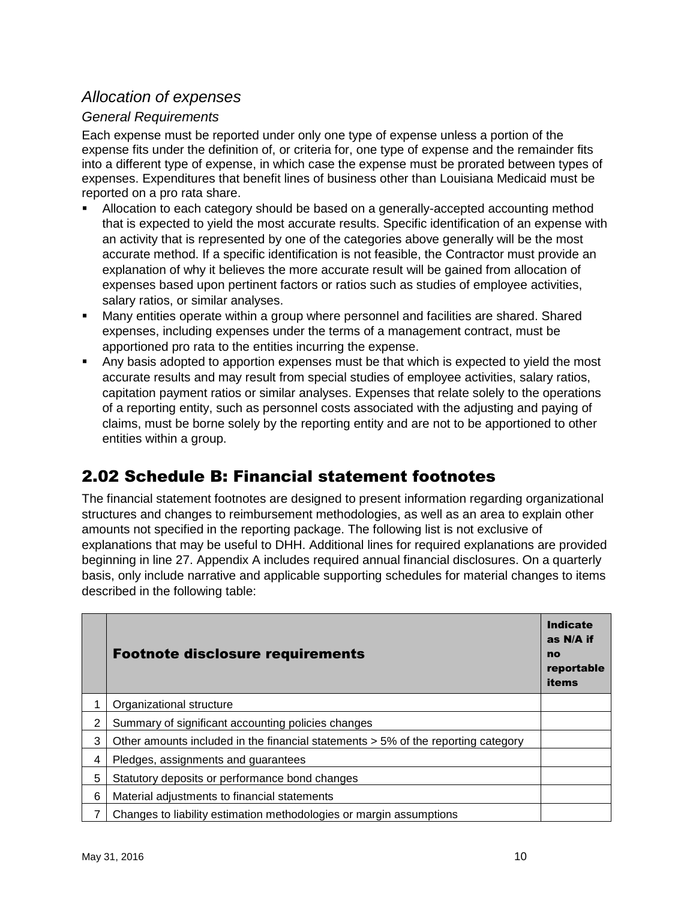### *Allocation of expenses*

*General Requirements*

Each expense must be reported under only one type of expense unless a portion of the expense fits under the definition of, or criteria for, one type of expense and the remainder fits into a different type of expense, in which case the expense must be prorated between types of expenses. Expenditures that benefit lines of business other than Louisiana Medicaid must be reported on a pro rata share.

- Allocation to each category should be based on a generally-accepted accounting method that is expected to yield the most accurate results. Specific identification of an expense with an activity that is represented by one of the categories above generally will be the most accurate method. If a specific identification is not feasible, the Contractor must provide an explanation of why it believes the more accurate result will be gained from allocation of expenses based upon pertinent factors or ratios such as studies of employee activities, salary ratios, or similar analyses.
- Many entities operate within a group where personnel and facilities are shared. Shared expenses, including expenses under the terms of a management contract, must be apportioned pro rata to the entities incurring the expense.
- Any basis adopted to apportion expenses must be that which is expected to yield the most accurate results and may result from special studies of employee activities, salary ratios, capitation payment ratios or similar analyses. Expenses that relate solely to the operations of a reporting entity, such as personnel costs associated with the adjusting and paying of claims, must be borne solely by the reporting entity and are not to be apportioned to other entities within a group.

## 2.02 Schedule B: Financial statement footnotes

The financial statement footnotes are designed to present information regarding organizational structures and changes to reimbursement methodologies, as well as an area to explain other amounts not specified in the reporting package. The following list is not exclusive of explanations that may be useful to DHH. Additional lines for required explanations are provided beginning in line 27. Appendix A includes required annual financial disclosures. On a quarterly basis, only include narrative and applicable supporting schedules for material changes to items described in the following table:

| | **Footnote disclosure requirements** | **Indicate as N/A if no reportable items** |
|---|---|---|
| 1 | Organizational structure | |
| 2 | Summary of significant accounting policies changes | |
| 3 | Other amounts included in the financial statements > 5% of the reporting category | |
| 4 | Pledges, assignments and guarantees | |
| 5 | Statutory deposits or performance bond changes | |
| 6 | Material adjustments to financial statements | |
| 7 | Changes to liability estimation methodologies or margin assumptions | |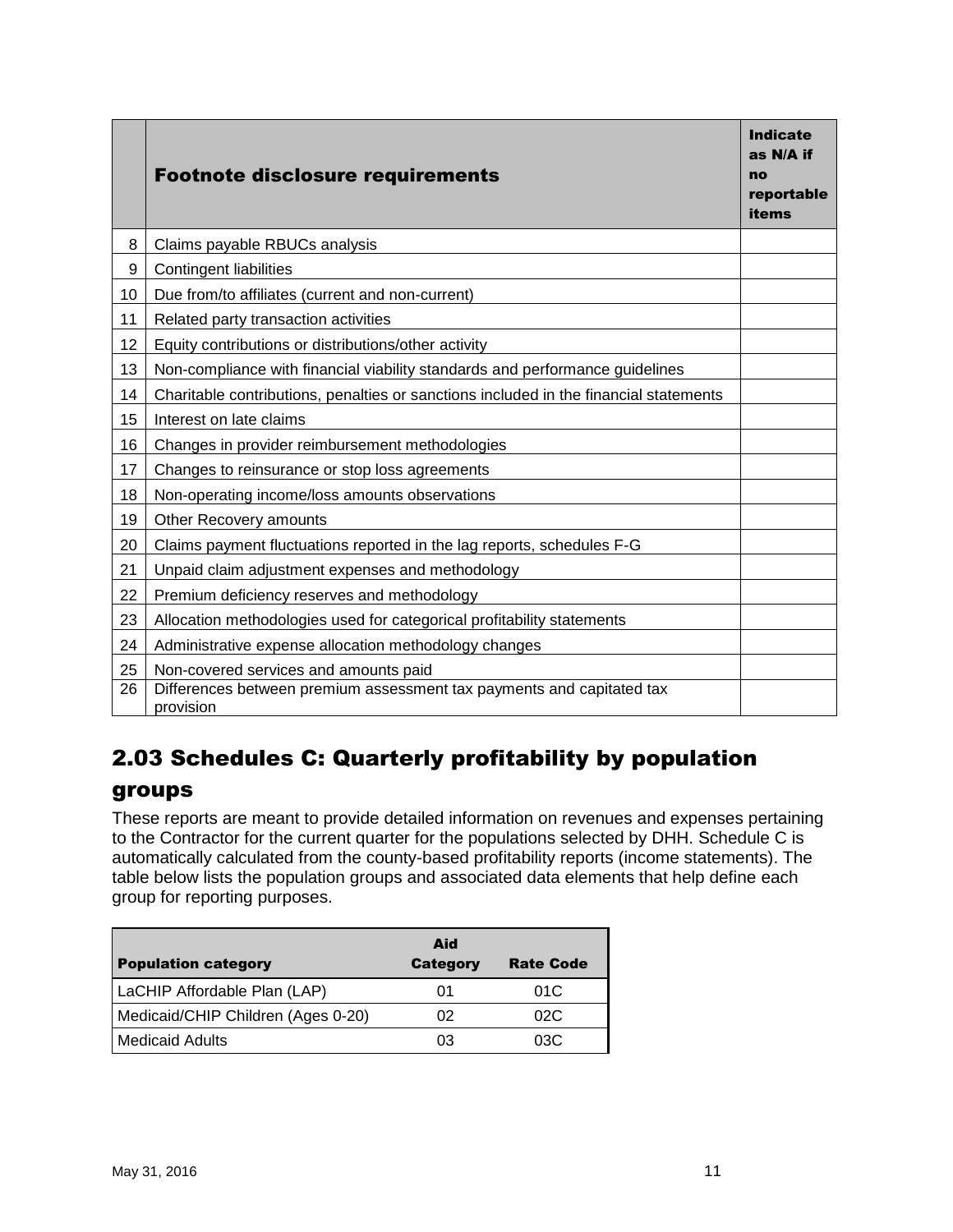| | Footnote disclosure requirements | Indicate as N/A if no reportable items |
|---|---|---|
| 8 | Claims payable RBUCs analysis | |
| 9 | Contingent liabilities | |
| 10 | Due from/to affiliates (current and non-current) | |
| 11 | Related party transaction activities | |
| 12 | Equity contributions or distributions/other activity | |
| 13 | Non-compliance with financial viability standards and performance guidelines | |
| 14 | Charitable contributions, penalties or sanctions included in the financial statements | |
| 15 | Interest on late claims | |
| 16 | Changes in provider reimbursement methodologies | |
| 17 | Changes to reinsurance or stop loss agreements | |
| 18 | Non-operating income/loss amounts observations | |
| 19 | Other Recovery amounts | |
| 20 | Claims payment fluctuations reported in the lag reports, schedules F-G | |
| 21 | Unpaid claim adjustment expenses and methodology | |
| 22 | Premium deficiency reserves and methodology | |
| 23 | Allocation methodologies used for categorical profitability statements | |
| 24 | Administrative expense allocation methodology changes | |
| 25 | Non-covered services and amounts paid | |
| 26 | Differences between premium assessment tax payments and capitated tax provision | |

## 2.03 Schedules C: Quarterly profitability by population groups

These reports are meant to provide detailed information on revenues and expenses pertaining to the Contractor for the current quarter for the populations selected by DHH. Schedule C is automatically calculated from the county-based profitability reports (income statements). The table below lists the population groups and associated data elements that help define each group for reporting purposes.

| Population category | Aid Category | Rate Code |
|---|---|---|
| LaCHIP Affordable Plan (LAP) | 01 | 01C |
| Medicaid/CHIP Children (Ages 0-20) | 02 | 02C |
| Medicaid Adults | 03 | 03C |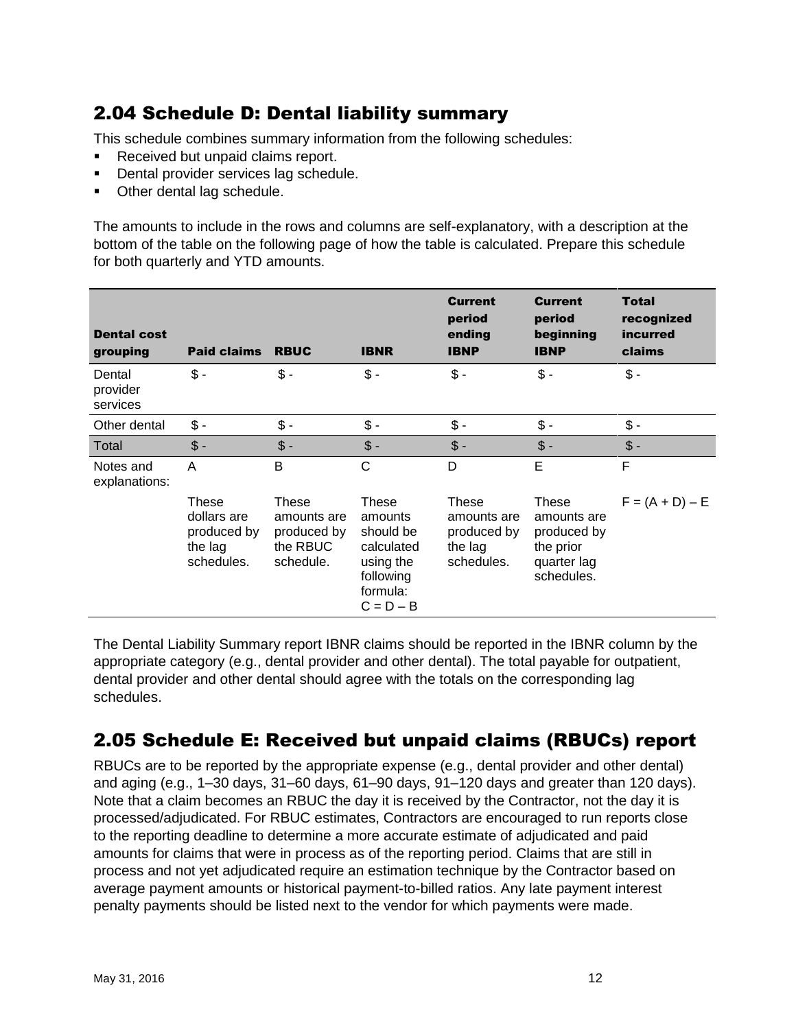## 2.04 Schedule D: Dental liability summary

This schedule combines summary information from the following schedules:

- Received but unpaid claims report.
- Dental provider services lag schedule.
- Other dental lag schedule.

The amounts to include in the rows and columns are self-explanatory, with a description at the bottom of the table on the following page of how the table is calculated. Prepare this schedule for both quarterly and YTD amounts.

| Dental cost grouping | Paid claims | RBUC | IBNR | Current period ending IBNP | Current period beginning IBNP | Total recognized incurred claims |
|---|---|---|---|---|---|---|
| Dental provider services | $ - | $ - | $ - | $ - | $ - | $ - |
| Other dental | $ - | $ - | $ - | $ - | $ - | $ - |
| Total | $ - | $ - | $ - | $ - | $ - | $ - |
| Notes and explanations: | A | B | C | D | E | F |
| | These dollars are produced by the lag schedules. | These amounts are produced by the RBUC schedule. | These amounts should be calculated using the following formula: C = D – B | These amounts are produced by the lag schedules. | These amounts are produced by the prior quarter lag schedules. | F = (A + D) – E |

The Dental Liability Summary report IBNR claims should be reported in the IBNR column by the appropriate category (e.g., dental provider and other dental). The total payable for outpatient, dental provider and other dental should agree with the totals on the corresponding lag schedules.

## 2.05 Schedule E: Received but unpaid claims (RBUCs) report

RBUCs are to be reported by the appropriate expense (e.g., dental provider and other dental) and aging (e.g., 1–30 days, 31–60 days, 61–90 days, 91–120 days and greater than 120 days). Note that a claim becomes an RBUC the day it is received by the Contractor, not the day it is processed/adjudicated. For RBUC estimates, Contractors are encouraged to run reports close to the reporting deadline to determine a more accurate estimate of adjudicated and paid amounts for claims that were in process as of the reporting period. Claims that are still in process and not yet adjudicated require an estimation technique by the Contractor based on average payment amounts or historical payment-to-billed ratios. Any late payment interest penalty payments should be listed next to the vendor for which payments were made.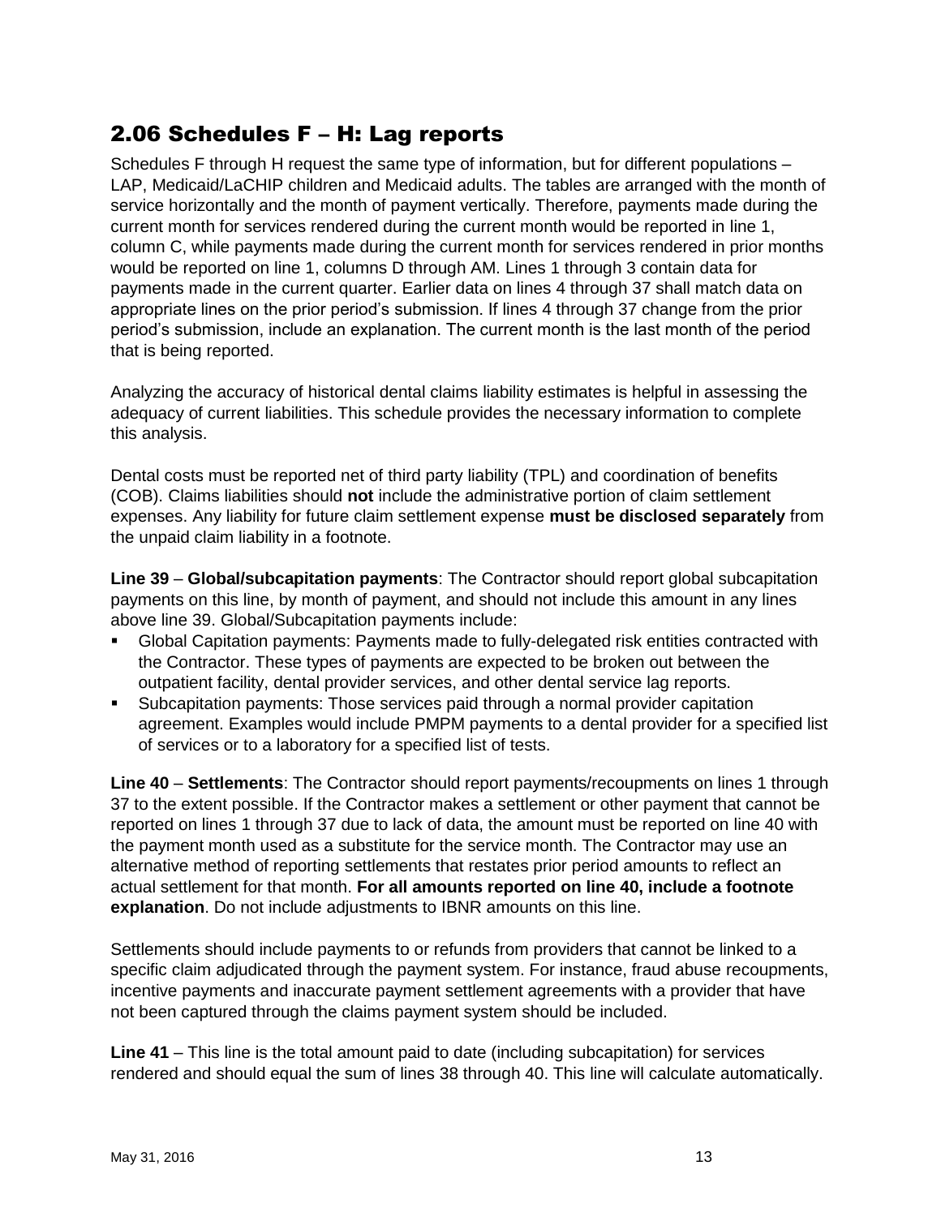## 2.06 Schedules F – H: Lag reports

Schedules F through H request the same type of information, but for different populations – LAP, Medicaid/LaCHIP children and Medicaid adults. The tables are arranged with the month of service horizontally and the month of payment vertically. Therefore, payments made during the current month for services rendered during the current month would be reported in line 1, column C, while payments made during the current month for services rendered in prior months would be reported on line 1, columns D through AM. Lines 1 through 3 contain data for payments made in the current quarter. Earlier data on lines 4 through 37 shall match data on appropriate lines on the prior period's submission. If lines 4 through 37 change from the prior period's submission, include an explanation. The current month is the last month of the period that is being reported.

Analyzing the accuracy of historical dental claims liability estimates is helpful in assessing the adequacy of current liabilities. This schedule provides the necessary information to complete this analysis.

Dental costs must be reported net of third party liability (TPL) and coordination of benefits (COB). Claims liabilities should **not** include the administrative portion of claim settlement expenses. Any liability for future claim settlement expense **must be disclosed separately** from the unpaid claim liability in a footnote.

**Line 39** – **Global/subcapitation payments**: The Contractor should report global subcapitation payments on this line, by month of payment, and should not include this amount in any lines above line 39. Global/Subcapitation payments include:

- Global Capitation payments: Payments made to fully-delegated risk entities contracted with the Contractor. These types of payments are expected to be broken out between the outpatient facility, dental provider services, and other dental service lag reports.
- Subcapitation payments: Those services paid through a normal provider capitation agreement. Examples would include PMPM payments to a dental provider for a specified list of services or to a laboratory for a specified list of tests.

**Line 40** – **Settlements**: The Contractor should report payments/recoupments on lines 1 through 37 to the extent possible. If the Contractor makes a settlement or other payment that cannot be reported on lines 1 through 37 due to lack of data, the amount must be reported on line 40 with the payment month used as a substitute for the service month. The Contractor may use an alternative method of reporting settlements that restates prior period amounts to reflect an actual settlement for that month. **For all amounts reported on line 40, include a footnote explanation**. Do not include adjustments to IBNR amounts on this line.

Settlements should include payments to or refunds from providers that cannot be linked to a specific claim adjudicated through the payment system. For instance, fraud abuse recoupments, incentive payments and inaccurate payment settlement agreements with a provider that have not been captured through the claims payment system should be included.

**Line 41** – This line is the total amount paid to date (including subcapitation) for services rendered and should equal the sum of lines 38 through 40. This line will calculate automatically.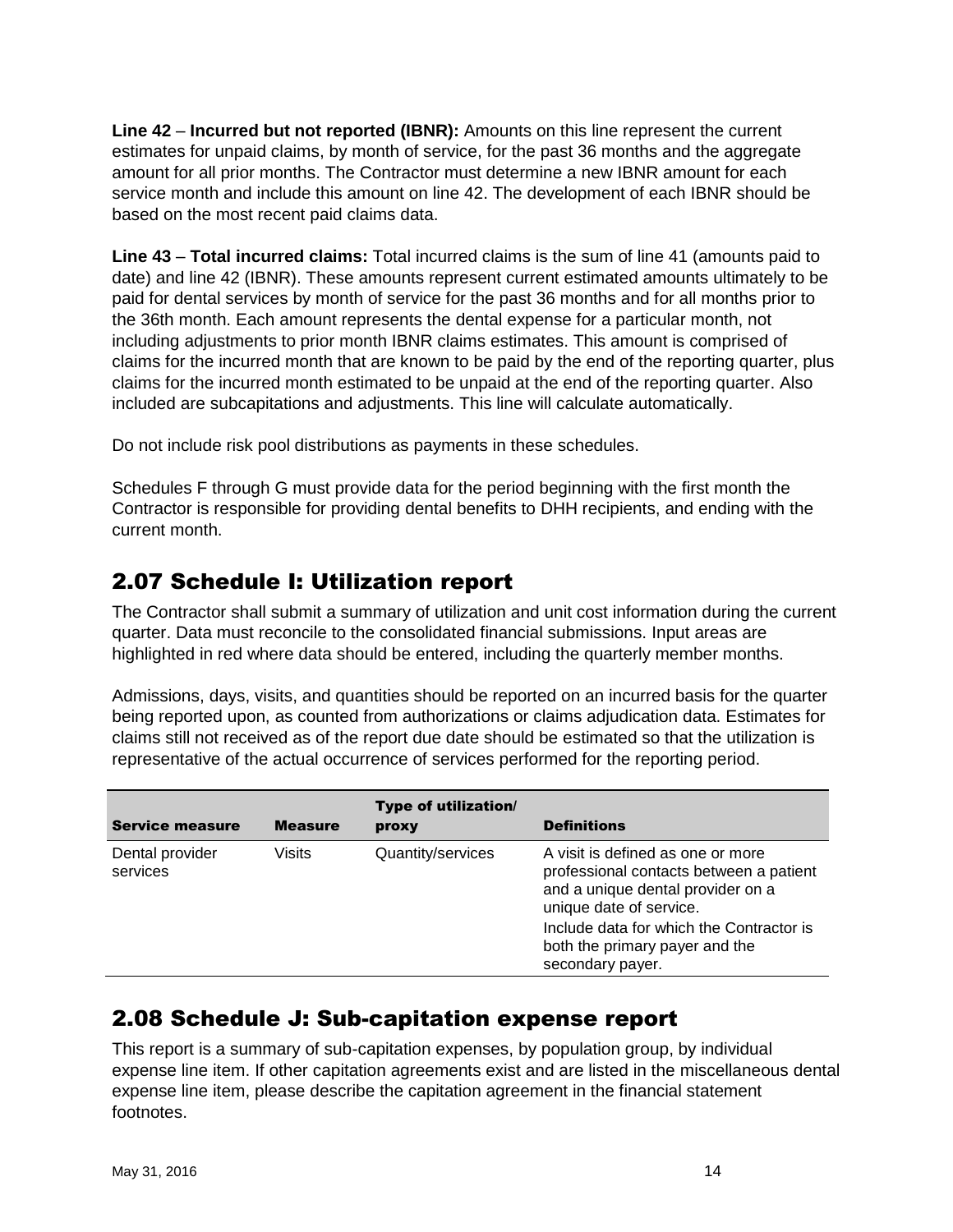**Line 42** – **Incurred but not reported (IBNR):** Amounts on this line represent the current estimates for unpaid claims, by month of service, for the past 36 months and the aggregate amount for all prior months. The Contractor must determine a new IBNR amount for each service month and include this amount on line 42. The development of each IBNR should be based on the most recent paid claims data.

**Line 43** – **Total incurred claims:** Total incurred claims is the sum of line 41 (amounts paid to date) and line 42 (IBNR). These amounts represent current estimated amounts ultimately to be paid for dental services by month of service for the past 36 months and for all months prior to the 36th month. Each amount represents the dental expense for a particular month, not including adjustments to prior month IBNR claims estimates. This amount is comprised of claims for the incurred month that are known to be paid by the end of the reporting quarter, plus claims for the incurred month estimated to be unpaid at the end of the reporting quarter. Also included are subcapitations and adjustments. This line will calculate automatically.

Do not include risk pool distributions as payments in these schedules.

Schedules F through G must provide data for the period beginning with the first month the Contractor is responsible for providing dental benefits to DHH recipients, and ending with the current month.

## 2.07 Schedule I: Utilization report

The Contractor shall submit a summary of utilization and unit cost information during the current quarter. Data must reconcile to the consolidated financial submissions. Input areas are highlighted in red where data should be entered, including the quarterly member months.

Admissions, days, visits, and quantities should be reported on an incurred basis for the quarter being reported upon, as counted from authorizations or claims adjudication data. Estimates for claims still not received as of the report due date should be estimated so that the utilization is representative of the actual occurrence of services performed for the reporting period.

| Service measure | Measure | Type of utilization/ proxy | Definitions |
|---|---|---|---|
| Dental provider services | Visits | Quantity/services | A visit is defined as one or more professional contacts between a patient and a unique dental provider on a unique date of service. Include data for which the Contractor is both the primary payer and the secondary payer. |

## 2.08 Schedule J: Sub-capitation expense report

This report is a summary of sub-capitation expenses, by population group, by individual expense line item. If other capitation agreements exist and are listed in the miscellaneous dental expense line item, please describe the capitation agreement in the financial statement footnotes.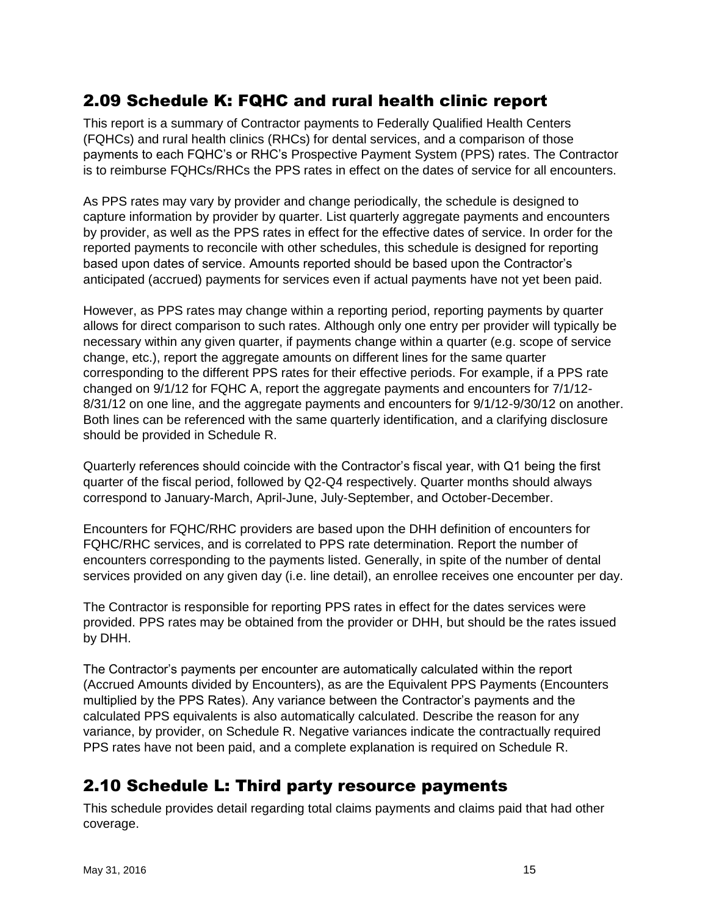## 2.09 Schedule K: FQHC and rural health clinic report

This report is a summary of Contractor payments to Federally Qualified Health Centers (FQHCs) and rural health clinics (RHCs) for dental services, and a comparison of those payments to each FQHC's or RHC's Prospective Payment System (PPS) rates. The Contractor is to reimburse FQHCs/RHCs the PPS rates in effect on the dates of service for all encounters.

As PPS rates may vary by provider and change periodically, the schedule is designed to capture information by provider by quarter. List quarterly aggregate payments and encounters by provider, as well as the PPS rates in effect for the effective dates of service. In order for the reported payments to reconcile with other schedules, this schedule is designed for reporting based upon dates of service. Amounts reported should be based upon the Contractor's anticipated (accrued) payments for services even if actual payments have not yet been paid.

However, as PPS rates may change within a reporting period, reporting payments by quarter allows for direct comparison to such rates. Although only one entry per provider will typically be necessary within any given quarter, if payments change within a quarter (e.g. scope of service change, etc.), report the aggregate amounts on different lines for the same quarter corresponding to the different PPS rates for their effective periods. For example, if a PPS rate changed on 9/1/12 for FQHC A, report the aggregate payments and encounters for 7/1/12-8/31/12 on one line, and the aggregate payments and encounters for 9/1/12-9/30/12 on another. Both lines can be referenced with the same quarterly identification, and a clarifying disclosure should be provided in Schedule R.

Quarterly references should coincide with the Contractor's fiscal year, with Q1 being the first quarter of the fiscal period, followed by Q2-Q4 respectively. Quarter months should always correspond to January-March, April-June, July-September, and October-December.

Encounters for FQHC/RHC providers are based upon the DHH definition of encounters for FQHC/RHC services, and is correlated to PPS rate determination. Report the number of encounters corresponding to the payments listed. Generally, in spite of the number of dental services provided on any given day (i.e. line detail), an enrollee receives one encounter per day.

The Contractor is responsible for reporting PPS rates in effect for the dates services were provided. PPS rates may be obtained from the provider or DHH, but should be the rates issued by DHH.

The Contractor's payments per encounter are automatically calculated within the report (Accrued Amounts divided by Encounters), as are the Equivalent PPS Payments (Encounters multiplied by the PPS Rates). Any variance between the Contractor's payments and the calculated PPS equivalents is also automatically calculated. Describe the reason for any variance, by provider, on Schedule R. Negative variances indicate the contractually required PPS rates have not been paid, and a complete explanation is required on Schedule R.

## 2.10 Schedule L: Third party resource payments

This schedule provides detail regarding total claims payments and claims paid that had other coverage.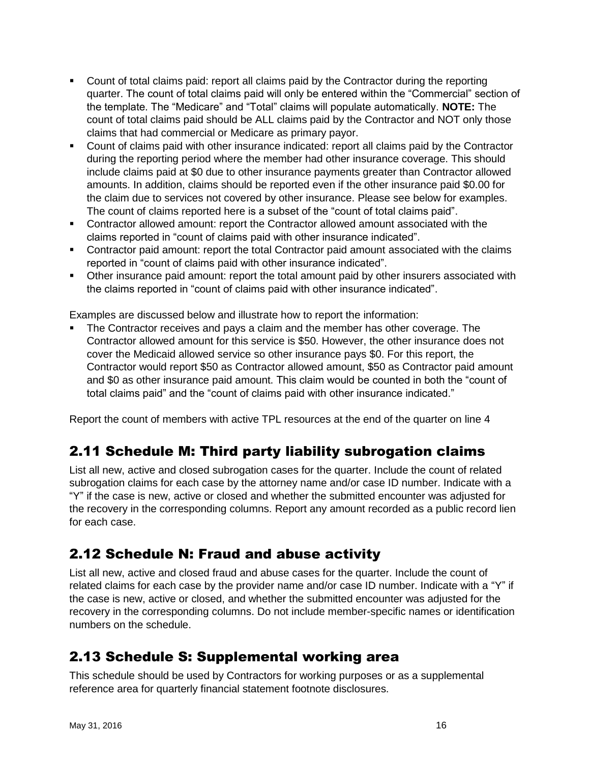- Count of total claims paid: report all claims paid by the Contractor during the reporting quarter. The count of total claims paid will only be entered within the "Commercial" section of the template. The "Medicare" and "Total" claims will populate automatically. **NOTE:** The count of total claims paid should be ALL claims paid by the Contractor and NOT only those claims that had commercial or Medicare as primary payor.
- Count of claims paid with other insurance indicated: report all claims paid by the Contractor during the reporting period where the member had other insurance coverage. This should include claims paid at $0 due to other insurance payments greater than Contractor allowed amounts. In addition, claims should be reported even if the other insurance paid $0.00 for the claim due to services not covered by other insurance. Please see below for examples. The count of claims reported here is a subset of the "count of total claims paid".
- Contractor allowed amount: report the Contractor allowed amount associated with the claims reported in "count of claims paid with other insurance indicated".
- Contractor paid amount: report the total Contractor paid amount associated with the claims reported in "count of claims paid with other insurance indicated".
- Other insurance paid amount: report the total amount paid by other insurers associated with the claims reported in "count of claims paid with other insurance indicated".

Examples are discussed below and illustrate how to report the information:

- The Contractor receives and pays a claim and the member has other coverage. The Contractor allowed amount for this service is $50. However, the other insurance does not cover the Medicaid allowed service so other insurance pays $0. For this report, the Contractor would report $50 as Contractor allowed amount, $50 as Contractor paid amount and $0 as other insurance paid amount. This claim would be counted in both the "count of total claims paid" and the "count of claims paid with other insurance indicated."

Report the count of members with active TPL resources at the end of the quarter on line 4

## 2.11 Schedule M: Third party liability subrogation claims

List all new, active and closed subrogation cases for the quarter. Include the count of related subrogation claims for each case by the attorney name and/or case ID number. Indicate with a "Y" if the case is new, active or closed and whether the submitted encounter was adjusted for the recovery in the corresponding columns. Report any amount recorded as a public record lien for each case.

## 2.12 Schedule N: Fraud and abuse activity

List all new, active and closed fraud and abuse cases for the quarter. Include the count of related claims for each case by the provider name and/or case ID number. Indicate with a "Y" if the case is new, active or closed, and whether the submitted encounter was adjusted for the recovery in the corresponding columns. Do not include member-specific names or identification numbers on the schedule.

## 2.13 Schedule S: Supplemental working area

This schedule should be used by Contractors for working purposes or as a supplemental reference area for quarterly financial statement footnote disclosures.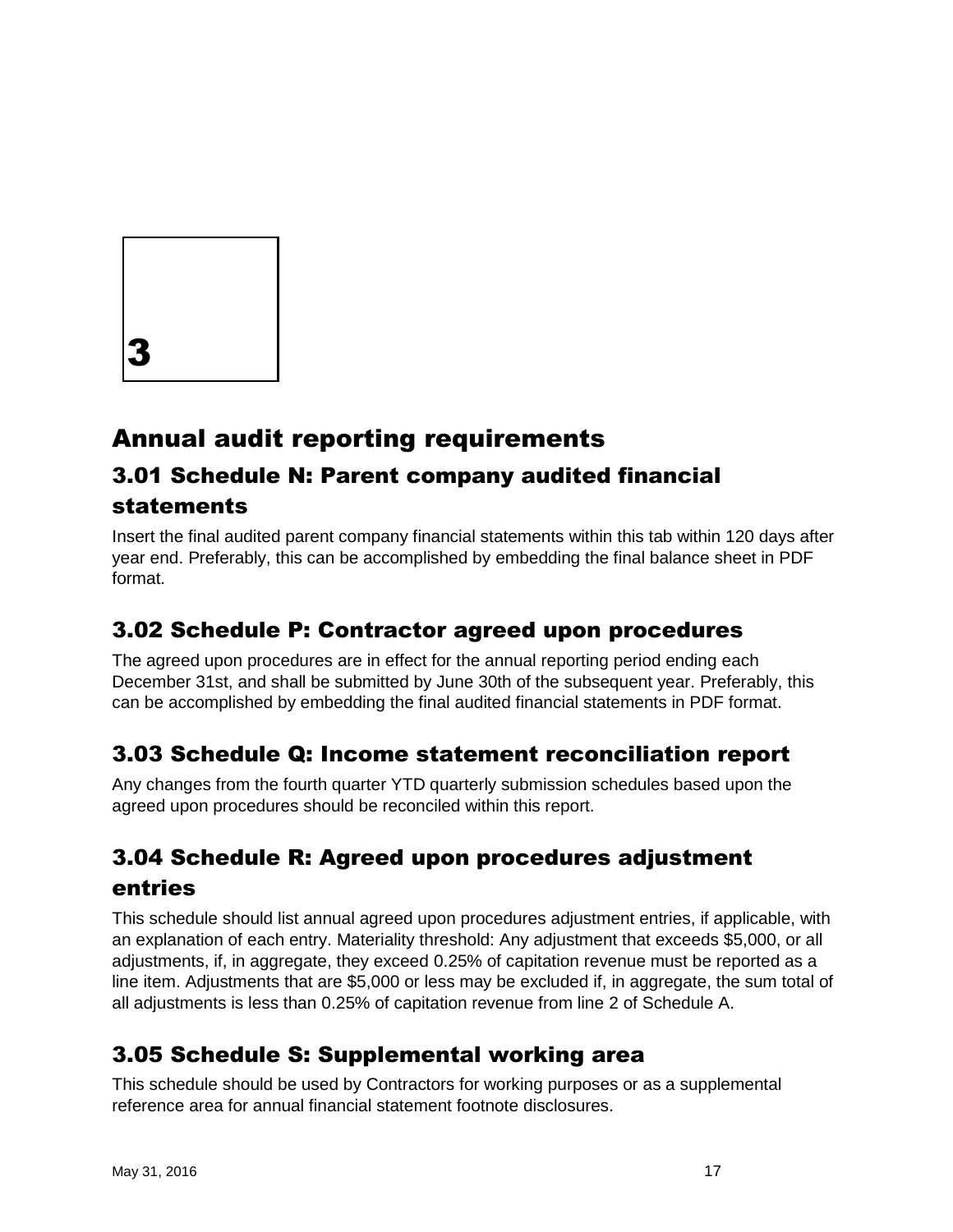# 3

# Annual audit reporting requirements

## 3.01 Schedule N: Parent company audited financial statements

Insert the final audited parent company financial statements within this tab within 120 days after year end. Preferably, this can be accomplished by embedding the final balance sheet in PDF format.

## 3.02 Schedule P: Contractor agreed upon procedures

The agreed upon procedures are in effect for the annual reporting period ending each December 31st, and shall be submitted by June 30th of the subsequent year. Preferably, this can be accomplished by embedding the final audited financial statements in PDF format.

## 3.03 Schedule Q: Income statement reconciliation report

Any changes from the fourth quarter YTD quarterly submission schedules based upon the agreed upon procedures should be reconciled within this report.

## 3.04 Schedule R: Agreed upon procedures adjustment entries

This schedule should list annual agreed upon procedures adjustment entries, if applicable, with an explanation of each entry. Materiality threshold: Any adjustment that exceeds $5,000, or all adjustments, if, in aggregate, they exceed 0.25% of capitation revenue must be reported as a line item. Adjustments that are $5,000 or less may be excluded if, in aggregate, the sum total of all adjustments is less than 0.25% of capitation revenue from line 2 of Schedule A.

## 3.05 Schedule S: Supplemental working area

This schedule should be used by Contractors for working purposes or as a supplemental reference area for annual financial statement footnote disclosures.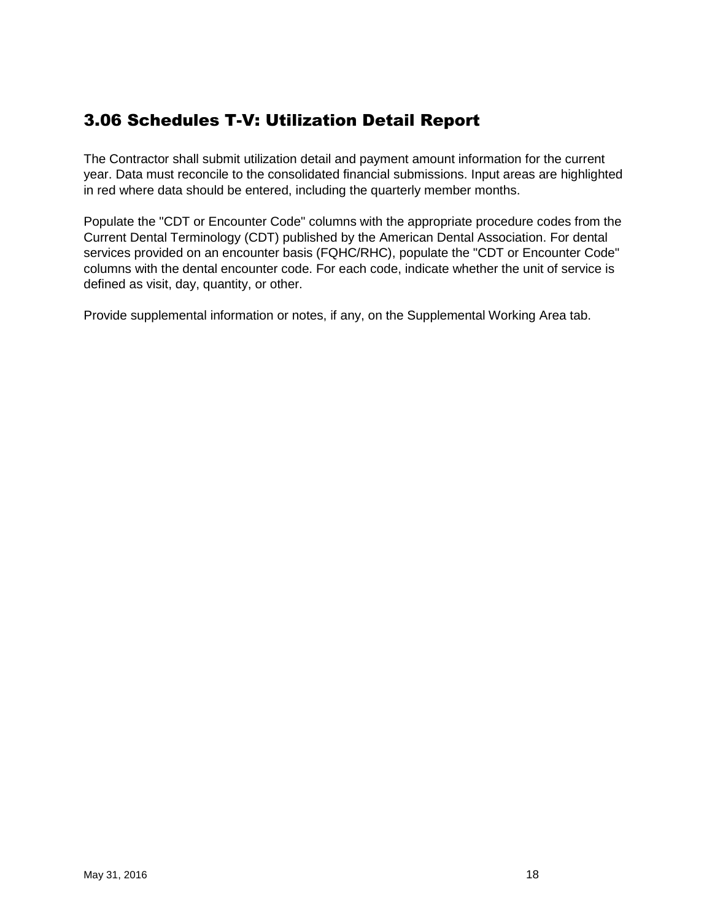## 3.06 Schedules T-V: Utilization Detail Report

The Contractor shall submit utilization detail and payment amount information for the current year. Data must reconcile to the consolidated financial submissions. Input areas are highlighted in red where data should be entered, including the quarterly member months.

Populate the "CDT or Encounter Code" columns with the appropriate procedure codes from the Current Dental Terminology (CDT) published by the American Dental Association. For dental services provided on an encounter basis (FQHC/RHC), populate the "CDT or Encounter Code" columns with the dental encounter code. For each code, indicate whether the unit of service is defined as visit, day, quantity, or other.

Provide supplemental information or notes, if any, on the Supplemental Working Area tab.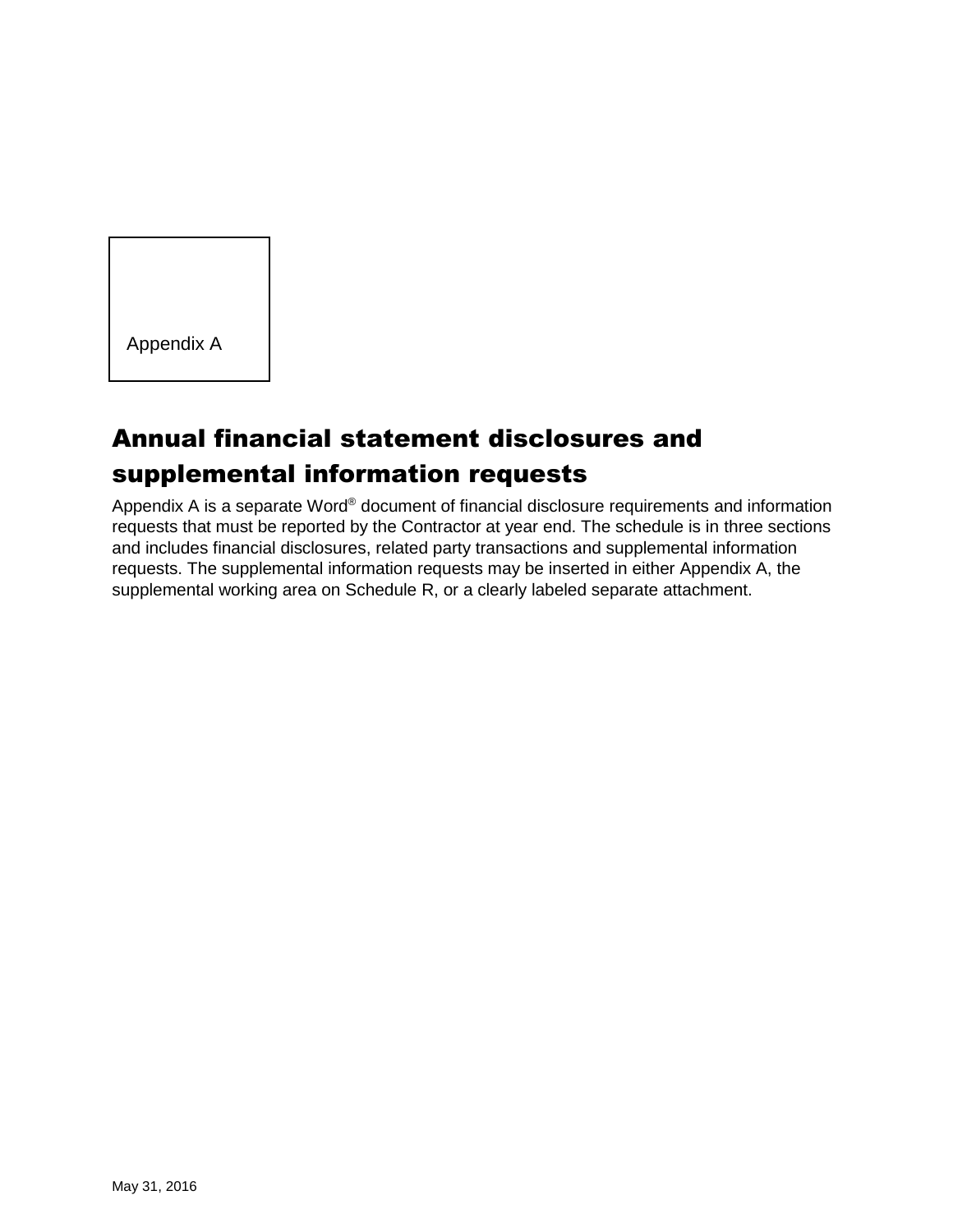Appendix A

# Annual financial statement disclosures and supplemental information requests

Appendix A is a separate Word® document of financial disclosure requirements and information requests that must be reported by the Contractor at year end. The schedule is in three sections and includes financial disclosures, related party transactions and supplemental information requests. The supplemental information requests may be inserted in either Appendix A, the supplemental working area on Schedule R, or a clearly labeled separate attachment.

May 31, 2016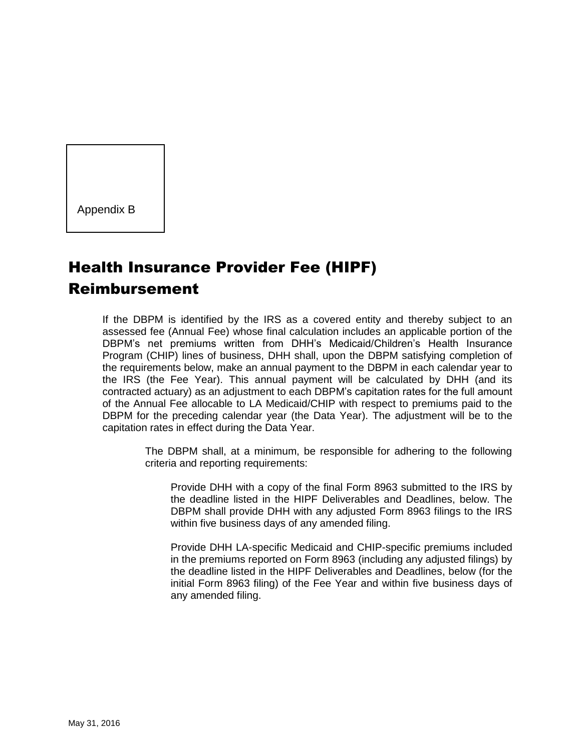Appendix B

# Health Insurance Provider Fee (HIPF) Reimbursement

If the DBPM is identified by the IRS as a covered entity and thereby subject to an assessed fee (Annual Fee) whose final calculation includes an applicable portion of the DBPM's net premiums written from DHH's Medicaid/Children's Health Insurance Program (CHIP) lines of business, DHH shall, upon the DBPM satisfying completion of the requirements below, make an annual payment to the DBPM in each calendar year to the IRS (the Fee Year). This annual payment will be calculated by DHH (and its contracted actuary) as an adjustment to each DBPM's capitation rates for the full amount of the Annual Fee allocable to LA Medicaid/CHIP with respect to premiums paid to the DBPM for the preceding calendar year (the Data Year). The adjustment will be to the capitation rates in effect during the Data Year.

The DBPM shall, at a minimum, be responsible for adhering to the following criteria and reporting requirements:

Provide DHH with a copy of the final Form 8963 submitted to the IRS by the deadline listed in the HIPF Deliverables and Deadlines, below. The DBPM shall provide DHH with any adjusted Form 8963 filings to the IRS within five business days of any amended filing.

Provide DHH LA-specific Medicaid and CHIP-specific premiums included in the premiums reported on Form 8963 (including any adjusted filings) by the deadline listed in the HIPF Deliverables and Deadlines, below (for the initial Form 8963 filing) of the Fee Year and within five business days of any amended filing.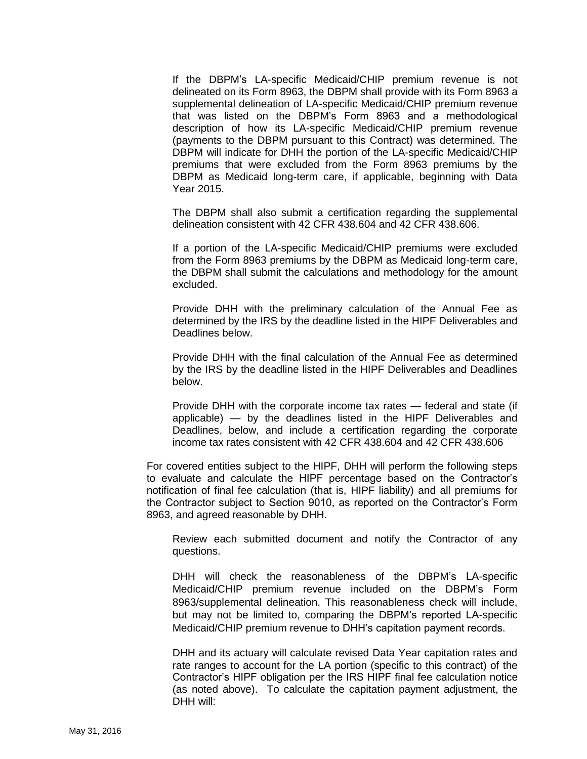If the DBPM's LA-specific Medicaid/CHIP premium revenue is not delineated on its Form 8963, the DBPM shall provide with its Form 8963 a supplemental delineation of LA-specific Medicaid/CHIP premium revenue that was listed on the DBPM's Form 8963 and a methodological description of how its LA-specific Medicaid/CHIP premium revenue (payments to the DBPM pursuant to this Contract) was determined. The DBPM will indicate for DHH the portion of the LA-specific Medicaid/CHIP premiums that were excluded from the Form 8963 premiums by the DBPM as Medicaid long-term care, if applicable, beginning with Data Year 2015.

The DBPM shall also submit a certification regarding the supplemental delineation consistent with 42 CFR 438.604 and 42 CFR 438.606.

If a portion of the LA-specific Medicaid/CHIP premiums were excluded from the Form 8963 premiums by the DBPM as Medicaid long-term care, the DBPM shall submit the calculations and methodology for the amount excluded.

Provide DHH with the preliminary calculation of the Annual Fee as determined by the IRS by the deadline listed in the HIPF Deliverables and Deadlines below.

Provide DHH with the final calculation of the Annual Fee as determined by the IRS by the deadline listed in the HIPF Deliverables and Deadlines below.

Provide DHH with the corporate income tax rates — federal and state (if applicable) — by the deadlines listed in the HIPF Deliverables and Deadlines, below, and include a certification regarding the corporate income tax rates consistent with 42 CFR 438.604 and 42 CFR 438.606

For covered entities subject to the HIPF, DHH will perform the following steps to evaluate and calculate the HIPF percentage based on the Contractor's notification of final fee calculation (that is, HIPF liability) and all premiums for the Contractor subject to Section 9010, as reported on the Contractor's Form 8963, and agreed reasonable by DHH.

Review each submitted document and notify the Contractor of any questions.

DHH will check the reasonableness of the DBPM's LA-specific Medicaid/CHIP premium revenue included on the DBPM's Form 8963/supplemental delineation. This reasonableness check will include, but may not be limited to, comparing the DBPM's reported LA-specific Medicaid/CHIP premium revenue to DHH's capitation payment records.

DHH and its actuary will calculate revised Data Year capitation rates and rate ranges to account for the LA portion (specific to this contract) of the Contractor's HIPF obligation per the IRS HIPF final fee calculation notice (as noted above). To calculate the capitation payment adjustment, the DHH will: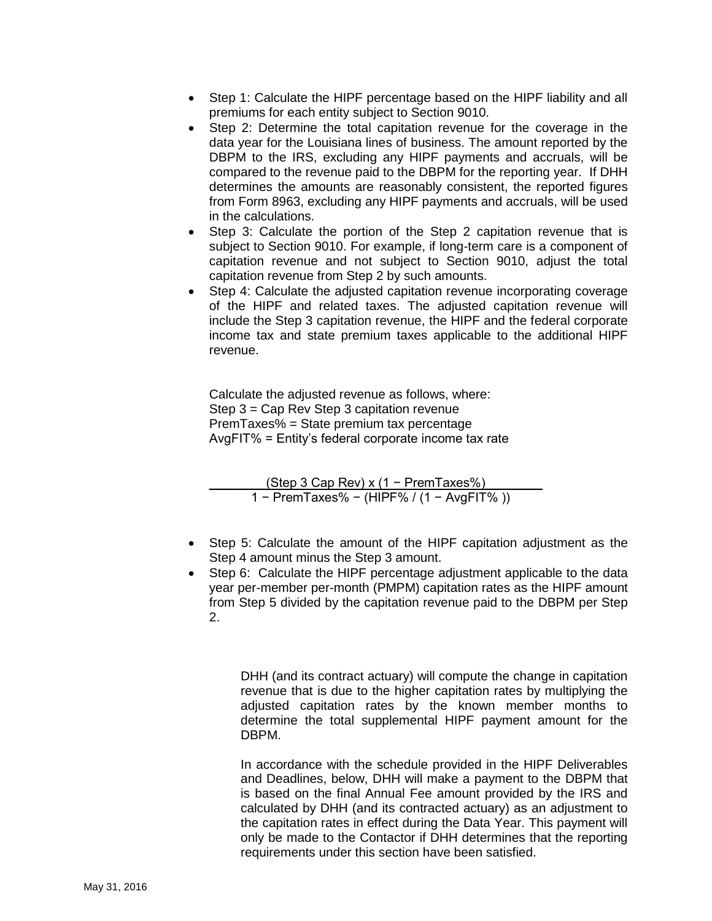- Step 1: Calculate the HIPF percentage based on the HIPF liability and all premiums for each entity subject to Section 9010.
- Step 2: Determine the total capitation revenue for the coverage in the data year for the Louisiana lines of business. The amount reported by the DBPM to the IRS, excluding any HIPF payments and accruals, will be compared to the revenue paid to the DBPM for the reporting year. If DHH determines the amounts are reasonably consistent, the reported figures from Form 8963, excluding any HIPF payments and accruals, will be used in the calculations.
- Step 3: Calculate the portion of the Step 2 capitation revenue that is subject to Section 9010. For example, if long-term care is a component of capitation revenue and not subject to Section 9010, adjust the total capitation revenue from Step 2 by such amounts.
- Step 4: Calculate the adjusted capitation revenue incorporating coverage of the HIPF and related taxes. The adjusted capitation revenue will include the Step 3 capitation revenue, the HIPF and the federal corporate income tax and state premium taxes applicable to the additional HIPF revenue.

  Calculate the adjusted revenue as follows, where:
  Step 3 = Cap Rev Step 3 capitation revenue
  PremTaxes% = State premium tax percentage
  AvgFIT% = Entity's federal corporate income tax rate

  $$\frac{(\text{Step 3 Cap Rev}) \times (1 - \text{PremTaxes\%})}{1 - \text{PremTaxes\%} - (\text{HIPF\%} / (1 - \text{AvgFIT\%}))}$$

- Step 5: Calculate the amount of the HIPF capitation adjustment as the Step 4 amount minus the Step 3 amount.
- Step 6: Calculate the HIPF percentage adjustment applicable to the data year per-member per-month (PMPM) capitation rates as the HIPF amount from Step 5 divided by the capitation revenue paid to the DBPM per Step 2.

DHH (and its contract actuary) will compute the change in capitation revenue that is due to the higher capitation rates by multiplying the adjusted capitation rates by the known member months to determine the total supplemental HIPF payment amount for the DBPM.

In accordance with the schedule provided in the HIPF Deliverables and Deadlines, below, DHH will make a payment to the DBPM that is based on the final Annual Fee amount provided by the IRS and calculated by DHH (and its contracted actuary) as an adjustment to the capitation rates in effect during the Data Year. This payment will only be made to the Contactor if DHH determines that the reporting requirements under this section have been satisfied.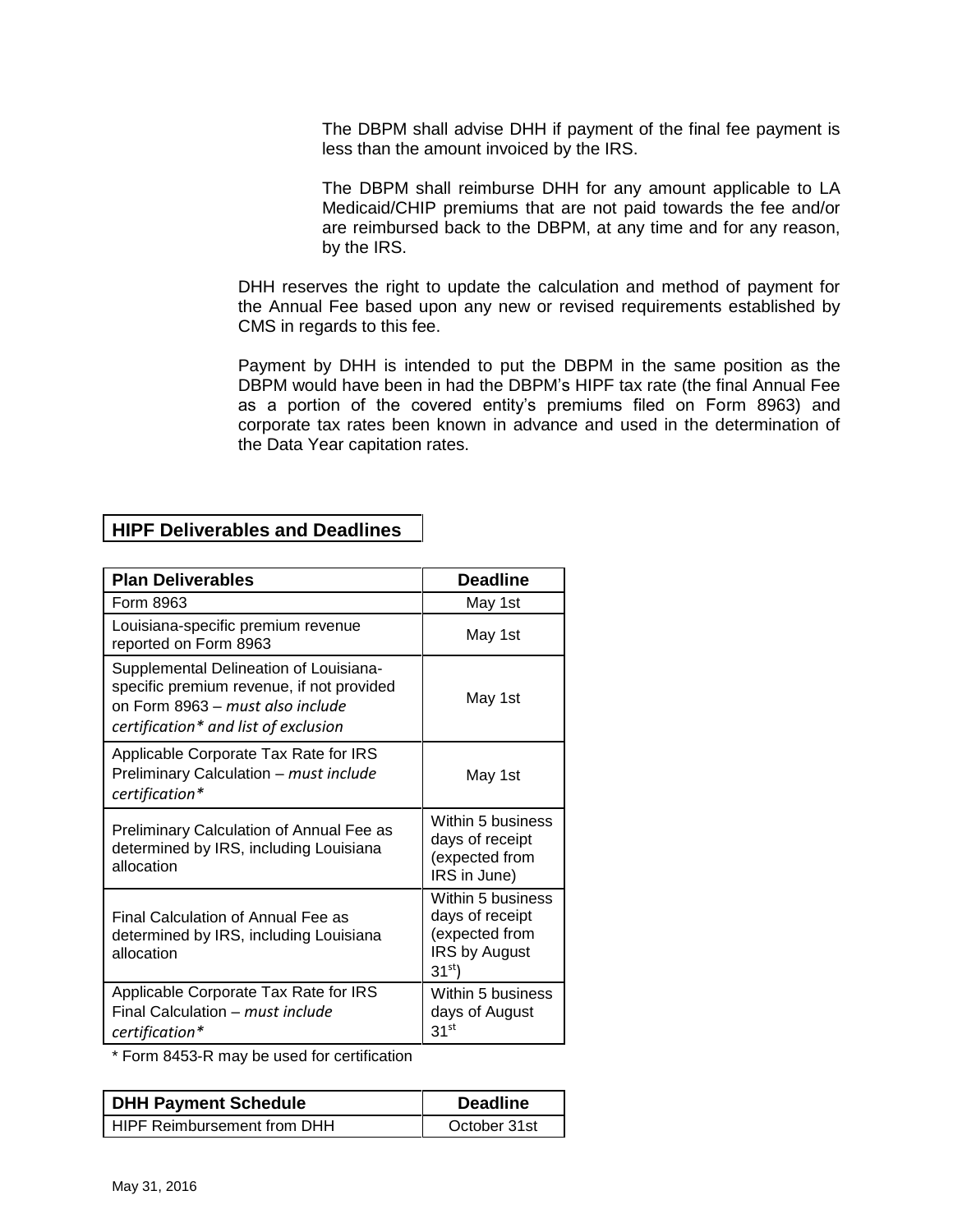The DBPM shall advise DHH if payment of the final fee payment is less than the amount invoiced by the IRS.

The DBPM shall reimburse DHH for any amount applicable to LA Medicaid/CHIP premiums that are not paid towards the fee and/or are reimbursed back to the DBPM, at any time and for any reason, by the IRS.

DHH reserves the right to update the calculation and method of payment for the Annual Fee based upon any new or revised requirements established by CMS in regards to this fee.

Payment by DHH is intended to put the DBPM in the same position as the DBPM would have been in had the DBPM's HIPF tax rate (the final Annual Fee as a portion of the covered entity's premiums filed on Form 8963) and corporate tax rates been known in advance and used in the determination of the Data Year capitation rates.

## HIPF Deliverables and Deadlines

| Plan Deliverables | Deadline |
|---|---|
| Form 8963 | May 1st |
| Louisiana-specific premium revenue reported on Form 8963 | May 1st |
| Supplemental Delineation of Louisiana-specific premium revenue, if not provided on Form 8963 – *must also include certification* and list of exclusion* | May 1st |
| Applicable Corporate Tax Rate for IRS Preliminary Calculation – *must include certification** | May 1st |
| Preliminary Calculation of Annual Fee as determined by IRS, including Louisiana allocation | Within 5 business days of receipt (expected from IRS in June) |
| Final Calculation of Annual Fee as determined by IRS, including Louisiana allocation | Within 5 business days of receipt (expected from IRS by August 31st) |
| Applicable Corporate Tax Rate for IRS Final Calculation – *must include certification** | Within 5 business days of August 31st |

\* Form 8453-R may be used for certification

| DHH Payment Schedule | Deadline |
|---|---|
| HIPF Reimbursement from DHH | October 31st |

May 31, 2016